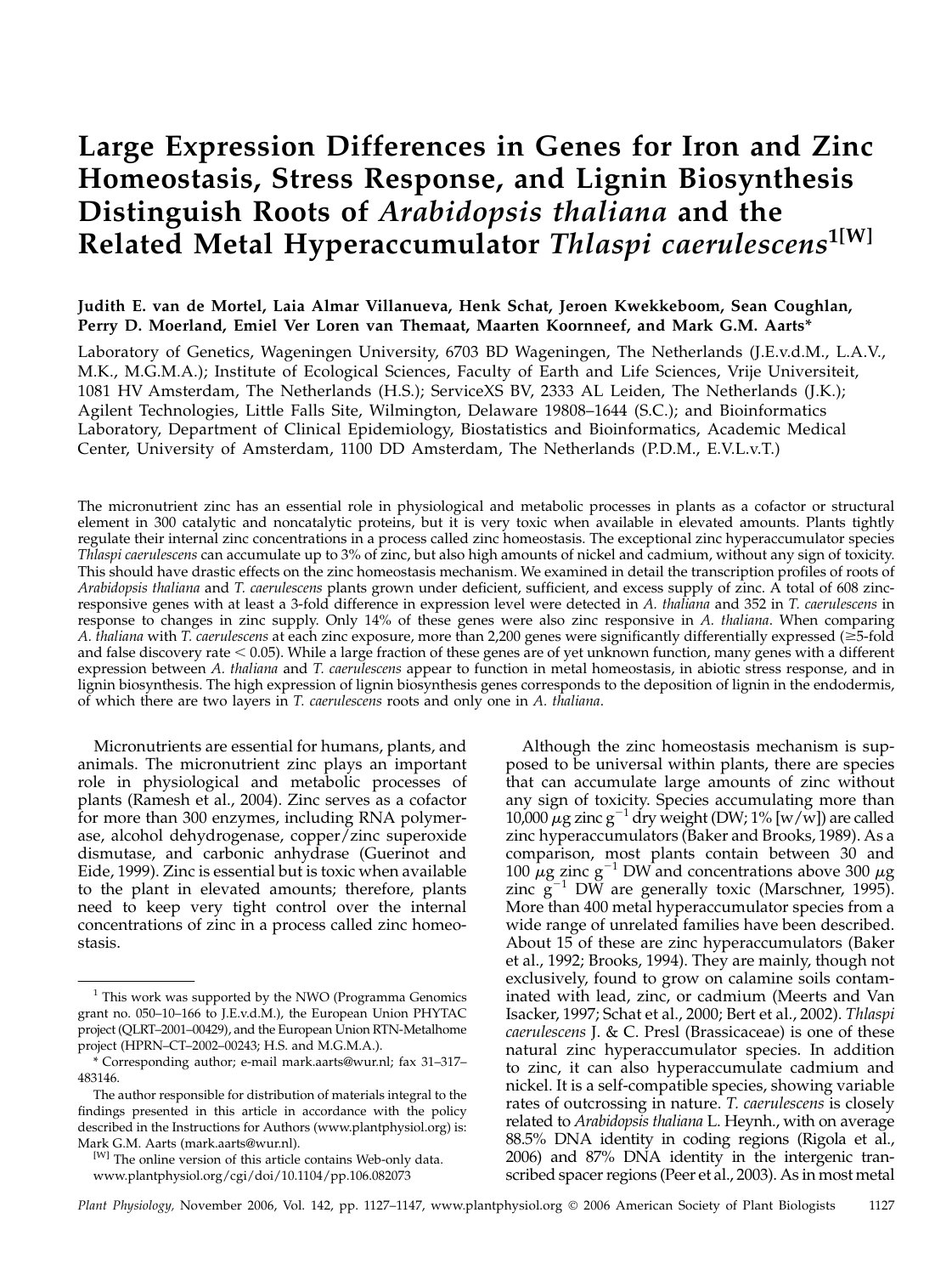# Large Expression Differences in Genes for Iron and Zinc Homeostasis, Stress Response, and Lignin Biosynthesis Distinguish Roots of *Arabidopsis thaliana* and the Related Metal Hyperaccumulator *Thlaspi caerulescens*[1][W]

Judith E. van de Mortel, Laia Almar Villanueva, Henk Schat, Jeroen Kwekkeboom, Sean Coughlan, Perry D. Moerland, Emiel Ver Loren van Themaat, Maarten Koornneef, and Mark G.M. Aarts*

Laboratory of Genetics, Wageningen University, 6703 BD Wageningen, The Netherlands (J.E.v.d.M., L.A.V., M.K., M.G.M.A.); Institute of Ecological Sciences, Faculty of Earth and Life Sciences, Vrije Universiteit, 1081 HV Amsterdam, The Netherlands (H.S.); ServiceXS BV, 2333 AL Leiden, The Netherlands (J.K.); Agilent Technologies, Little Falls Site, Wilmington, Delaware 19808–1644 (S.C.); and Bioinformatics Laboratory, Department of Clinical Epidemiology, Biostatistics and Bioinformatics, Academic Medical Center, University of Amsterdam, 1100 DD Amsterdam, The Netherlands (P.D.M., E.V.L.v.T.)

The micronutrient zinc has an essential role in physiological and metabolic processes in plants as a cofactor or structural element in 300 catalytic and noncatalytic proteins, but it is very toxic when available in elevated amounts. Plants tightly regulate their internal zinc concentrations in a process called zinc homeostasis. The exceptional zinc hyperaccumulator species *Thlaspi caerulescens* can accumulate up to 3% of zinc, but also high amounts of nickel and cadmium, without any sign of toxicity. This should have drastic effects on the zinc homeostasis mechanism. We examined in detail the transcription profiles of roots of *Arabidopsis thaliana* and *T. caerulescens* plants grown under deficient, sufficient, and excess supply of zinc. A total of 608 zinc-responsive genes with at least a 3-fold difference in expression level were detected in *A. thaliana* and 352 in *T. caerulescens* in response to changes in zinc supply. Only 14% of these genes were also zinc responsive in *A. thaliana*. When comparing *A. thaliana* with *T. caerulescens* at each zinc exposure, more than 2,200 genes were significantly differentially expressed (≥5-fold and false discovery rate $< 0.05$). While a large fraction of these genes are of yet unknown function, many genes with a different expression between *A. thaliana* and *T. caerulescens* appear to function in metal homeostasis, in abiotic stress response, and in lignin biosynthesis. The high expression of lignin biosynthesis genes corresponds to the deposition of lignin in the endodermis, of which there are two layers in *T. caerulescens* roots and only one in *A. thaliana*.

Micronutrients are essential for humans, plants, and animals. The micronutrient zinc plays an important role in physiological and metabolic processes of plants (Ramesh et al., 2004). Zinc serves as a cofactor for more than 300 enzymes, including RNA polymerase, alcohol dehydrogenase, copper/zinc superoxide dismutase, and carbonic anhydrase (Guerinot and Eide, 1999). Zinc is essential but is toxic when available to the plant in elevated amounts; therefore, plants need to keep very tight control over the internal concentrations of zinc in a process called zinc homeostasis.

Although the zinc homeostasis mechanism is supposed to be universal within plants, there are species that can accumulate large amounts of zinc without any sign of toxicity. Species accumulating more than 10,000 $\mu$g zinc g$^{-1}$ dry weight (DW; 1% [w/w]) are called zinc hyperaccumulators (Baker and Brooks, 1989). As a comparison, most plants contain between 30 and 100 $\mu$g zinc g$^{-1}$ DW and concentrations above 300 $\mu$g zinc g$^{-1}$ DW are generally toxic (Marschner, 1995). More than 400 metal hyperaccumulator species from a wide range of unrelated families have been described. About 15 of these are zinc hyperaccumulators (Baker et al., 1992; Brooks, 1994). They are mainly, though not exclusively, found to grow on calamine soils contaminated with lead, zinc, or cadmium (Meerts and Van Isacker, 1997; Schat et al., 2000; Bert et al., 2002). *Thlaspi caerulescens* J. & C. Presl (Brassicaceae) is one of these natural zinc hyperaccumulator species. In addition to zinc, it can also hyperaccumulate cadmium and nickel. It is a self-compatible species, showing variable rates of outcrossing in nature. *T. caerulescens* is closely related to *Arabidopsis thaliana* L. Heynh., with on average 88.5% DNA identity in coding regions (Rigola et al., 2006) and 87% DNA identity in the intergenic transcribed spacer regions (Peer et al., 2003). As in most metal

---

[1] This work was supported by the NWO (Programma Genomics grant no. 050–10–166 to J.E.v.d.M.), the European Union PHYTAC project (QLRT–2001–00429), and the European Union RTN-Metalhome project (HPRN–CT–2002–00243; H.S. and M.G.M.A.).

\* Corresponding author; e-mail mark.aarts@wur.nl; fax 31–317–483146.

The author responsible for distribution of materials integral to the findings presented in this article in accordance with the policy described in the Instructions for Authors (www.plantphysiol.org) is: Mark G.M. Aarts (mark.aarts@wur.nl).

[W] The online version of this article contains Web-only data.

www.plantphysiol.org/cgi/doi/10.1104/pp.106.082073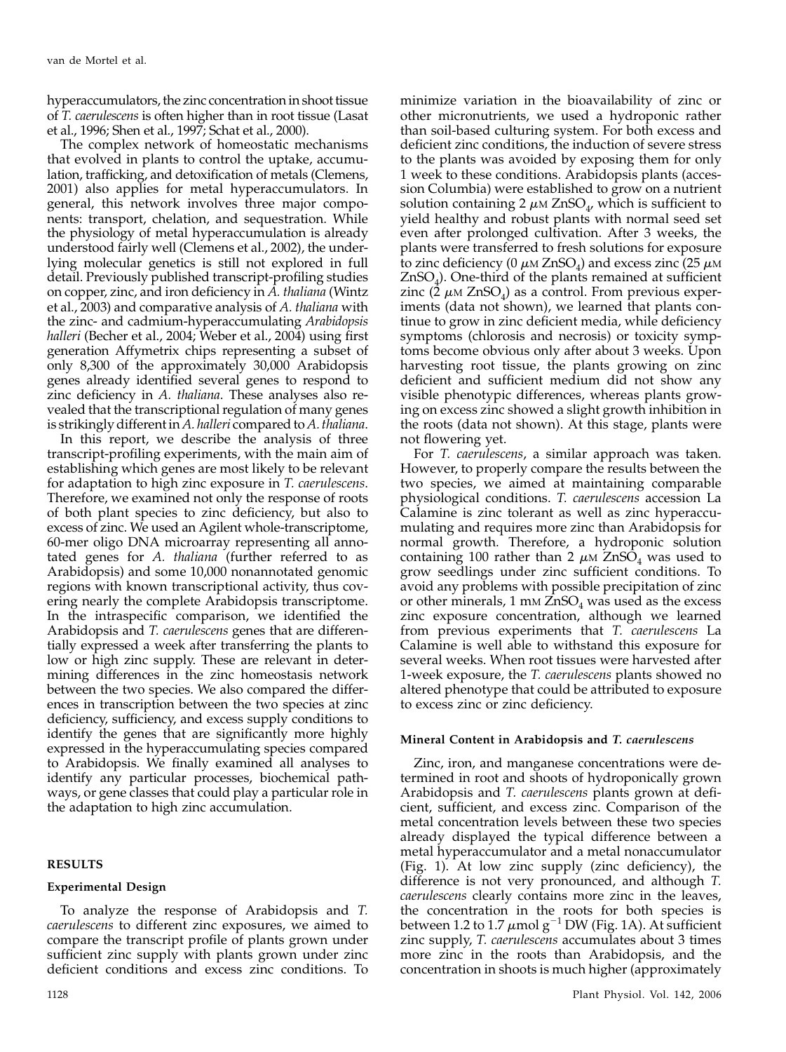hyperaccumulators, the zinc concentration in shoot tissue of *T. caerulescens* is often higher than in root tissue (Lasat et al., 1996; Shen et al., 1997; Schat et al., 2000).

The complex network of homeostatic mechanisms that evolved in plants to control the uptake, accumulation, trafficking, and detoxification of metals (Clemens, 2001) also applies for metal hyperaccumulators. In general, this network involves three major components: transport, chelation, and sequestration. While the physiology of metal hyperaccumulation is already understood fairly well (Clemens et al., 2002), the underlying molecular genetics is still not explored in full detail. Previously published transcript-profiling studies on copper, zinc, and iron deficiency in *A. thaliana* (Wintz et al., 2003) and comparative analysis of *A. thaliana* with the zinc- and cadmium-hyperaccumulating *Arabidopsis halleri* (Becher et al., 2004; Weber et al., 2004) using first generation Affymetrix chips representing a subset of only 8,300 of the approximately 30,000 Arabidopsis genes already identified several genes to respond to zinc deficiency in *A. thaliana*. These analyses also revealed that the transcriptional regulation of many genes is strikingly different in *A. halleri* compared to *A. thaliana*.

In this report, we describe the analysis of three transcript-profiling experiments, with the main aim of establishing which genes are most likely to be relevant for adaptation to high zinc exposure in *T. caerulescens*. Therefore, we examined not only the response of roots of both plant species to zinc deficiency, but also to excess of zinc. We used an Agilent whole-transcriptome, 60-mer oligo DNA microarray representing all annotated genes for *A. thaliana* (further referred to as Arabidopsis) and some 10,000 nonannotated genomic regions with known transcriptional activity, thus covering nearly the complete Arabidopsis transcriptome. In the intraspecific comparison, we identified the Arabidopsis and *T. caerulescens* genes that are differentially expressed a week after transferring the plants to low or high zinc supply. These are relevant in determining differences in the zinc homeostasis network between the two species. We also compared the differences in transcription between the two species at zinc deficiency, sufficiency, and excess supply conditions to identify the genes that are significantly more highly expressed in the hyperaccumulating species compared to Arabidopsis. We finally examined all analyses to identify any particular processes, biochemical pathways, or gene classes that could play a particular role in the adaptation to high zinc accumulation.

## RESULTS

### Experimental Design

To analyze the response of Arabidopsis and *T. caerulescens* to different zinc exposures, we aimed to compare the transcript profile of plants grown under sufficient zinc supply with plants grown under zinc deficient conditions and excess zinc conditions. To minimize variation in the bioavailability of zinc or other micronutrients, we used a hydroponic rather than soil-based culturing system. For both excess and deficient zinc conditions, the induction of severe stress to the plants was avoided by exposing them for only 1 week to these conditions. Arabidopsis plants (accession Columbia) were established to grow on a nutrient solution containing 2 $\mu$M $ZnSO_4$, which is sufficient to yield healthy and robust plants with normal seed set even after prolonged cultivation. After 3 weeks, the plants were transferred to fresh solutions for exposure to zinc deficiency (0 $\mu$M $ZnSO_4$) and excess zinc (25 $\mu$M $ZnSO_4$). One-third of the plants remained at sufficient zinc (2 $\mu$M $ZnSO_4$) as a control. From previous experiments (data not shown), we learned that plants continue to grow in zinc deficient media, while deficiency symptoms (chlorosis and necrosis) or toxicity symptoms become obvious only after about 3 weeks. Upon harvesting root tissue, the plants growing on zinc deficient and sufficient medium did not show any visible phenotypic differences, whereas plants growing on excess zinc showed a slight growth inhibition in the roots (data not shown). At this stage, plants were not flowering yet.

For *T. caerulescens*, a similar approach was taken. However, to properly compare the results between the two species, we aimed at maintaining comparable physiological conditions. *T. caerulescens* accession La Calamine is zinc tolerant as well as zinc hyperaccumulating and requires more zinc than Arabidopsis for normal growth. Therefore, a hydroponic solution containing 100 rather than 2 $\mu$M $ZnSO_4$ was used to grow seedlings under zinc sufficient conditions. To avoid any problems with possible precipitation of zinc or other minerals, 1 mM $ZnSO_4$ was used as the excess zinc exposure concentration, although we learned from previous experiments that *T. caerulescens* La Calamine is well able to withstand this exposure for several weeks. When root tissues were harvested after 1-week exposure, the *T. caerulescens* plants showed no altered phenotype that could be attributed to exposure to excess zinc or zinc deficiency.

### Mineral Content in Arabidopsis and *T. caerulescens*

Zinc, iron, and manganese concentrations were determined in root and shoots of hydroponically grown Arabidopsis and *T. caerulescens* plants grown at deficient, sufficient, and excess zinc. Comparison of the metal concentration levels between these two species already displayed the typical difference between a metal hyperaccumulator and a metal nonaccumulator (Fig. 1). At low zinc supply (zinc deficiency), the difference is not very pronounced, and although *T. caerulescens* clearly contains more zinc in the leaves, the concentration in the roots for both species is between 1.2 to 1.7 $\mu$mol $g^{-1}$ DW (Fig. 1A). At sufficient zinc supply, *T. caerulescens* accumulates about 3 times more zinc in the roots than Arabidopsis, and the concentration in shoots is much higher (approximately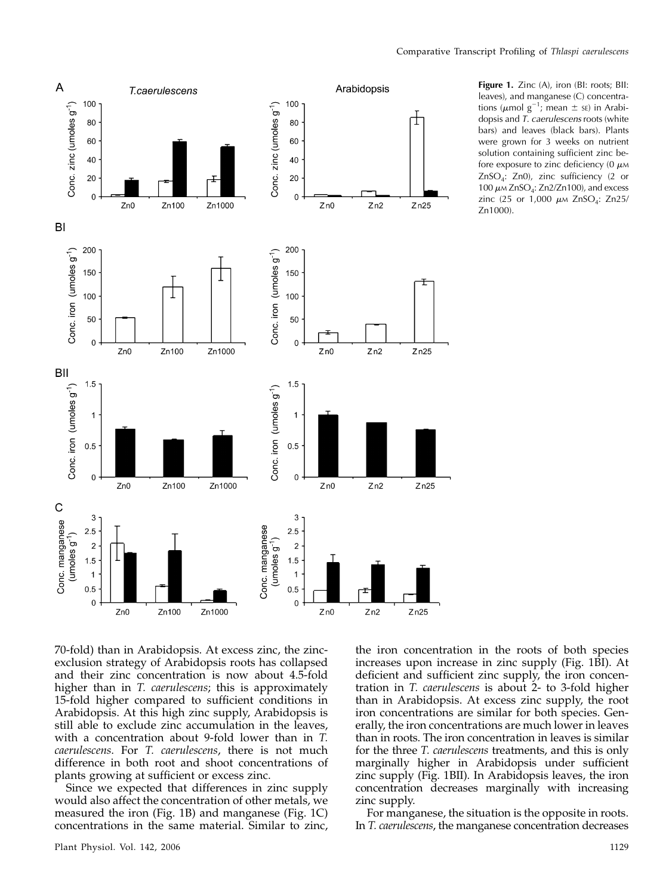A

*T.caerulescens*

Conc. zinc (umoles g$^{-1}$)

100
80
60
40
20
0

Zn0 Zn100 Zn1000

Arabidopsis

Conc. zinc (umoles g$^{-1}$)

100
80
60
40
20
0

Zn0 Zn2 Zn25

BI

Conc. iron (umoles g$^{-1}$)

200
150
100
50
0

Zn0 Zn100 Zn1000

Conc. iron (umoles g$^{-1}$)

200
150
100
50
0

Zn0 Zn2 Zn25

BII

Conc. iron (umoles g$^{-1}$)

1.5
1
0.5
0

Zn0 Zn100 Zn1000

Conc. iron (umoles g$^{-1}$)

1.5
1
0.5
0

Zn0 Zn2 Zn25

C

Conc. manganese (umoles g$^{-1}$)

3
2.5
2
1.5
1
0.5
0

Zn0 Zn100 Zn1000

Conc. manganese (umoles g$^{-1}$)

3
2.5
2
1.5
1
0.5
0

Zn0 Zn2 Zn25

**Figure 1.** Zinc (A), iron (BI: roots; BII: leaves), and manganese (C) concentrations ($\mu$mol g$^{-1}$; mean ± SE) in Arabidopsis and *T. caerulescens* roots (white bars) and leaves (black bars). Plants were grown for 3 weeks on nutrient solution containing sufficient zinc before exposure to zinc deficiency (0 $\mu$M $ZnSO_4$: Zn0), zinc sufficiency (2 or 100 $\mu$M $ZnSO_4$: Zn2/Zn100), and excess zinc (25 or 1,000 $\mu$M $ZnSO_4$: Zn25/Zn1000).

70-fold) than in Arabidopsis. At excess zinc, the zinc-exclusion strategy of Arabidopsis roots has collapsed and their zinc concentration is now about 4.5-fold higher than in *T. caerulescens*; this is approximately 15-fold higher compared to sufficient conditions in Arabidopsis. At this high zinc supply, Arabidopsis is still able to exclude zinc accumulation in the leaves, with a concentration about 9-fold lower than in *T. caerulescens*. For *T. caerulescens*, there is not much difference in both root and shoot concentrations of plants growing at sufficient or excess zinc.

Since we expected that differences in zinc supply would also affect the concentration of other metals, we measured the iron (Fig. 1B) and manganese (Fig. 1C) concentrations in the same material. Similar to zinc, the iron concentration in the roots of both species increases upon increase in zinc supply (Fig. 1BI). At deficient and sufficient zinc supply, the iron concentration in *T. caerulescens* is about 2- to 3-fold higher than in Arabidopsis. At excess zinc supply, the root iron concentrations are similar for both species. Generally, the iron concentrations are much lower in leaves than in roots. The iron concentration in leaves is similar for the three *T. caerulescens* treatments, and this is only marginally higher in Arabidopsis under sufficient zinc supply (Fig. 1BII). In Arabidopsis leaves, the iron concentration decreases marginally with increasing zinc supply.

For manganese, the situation is the opposite in roots. In *T. caerulescens*, the manganese concentration decreases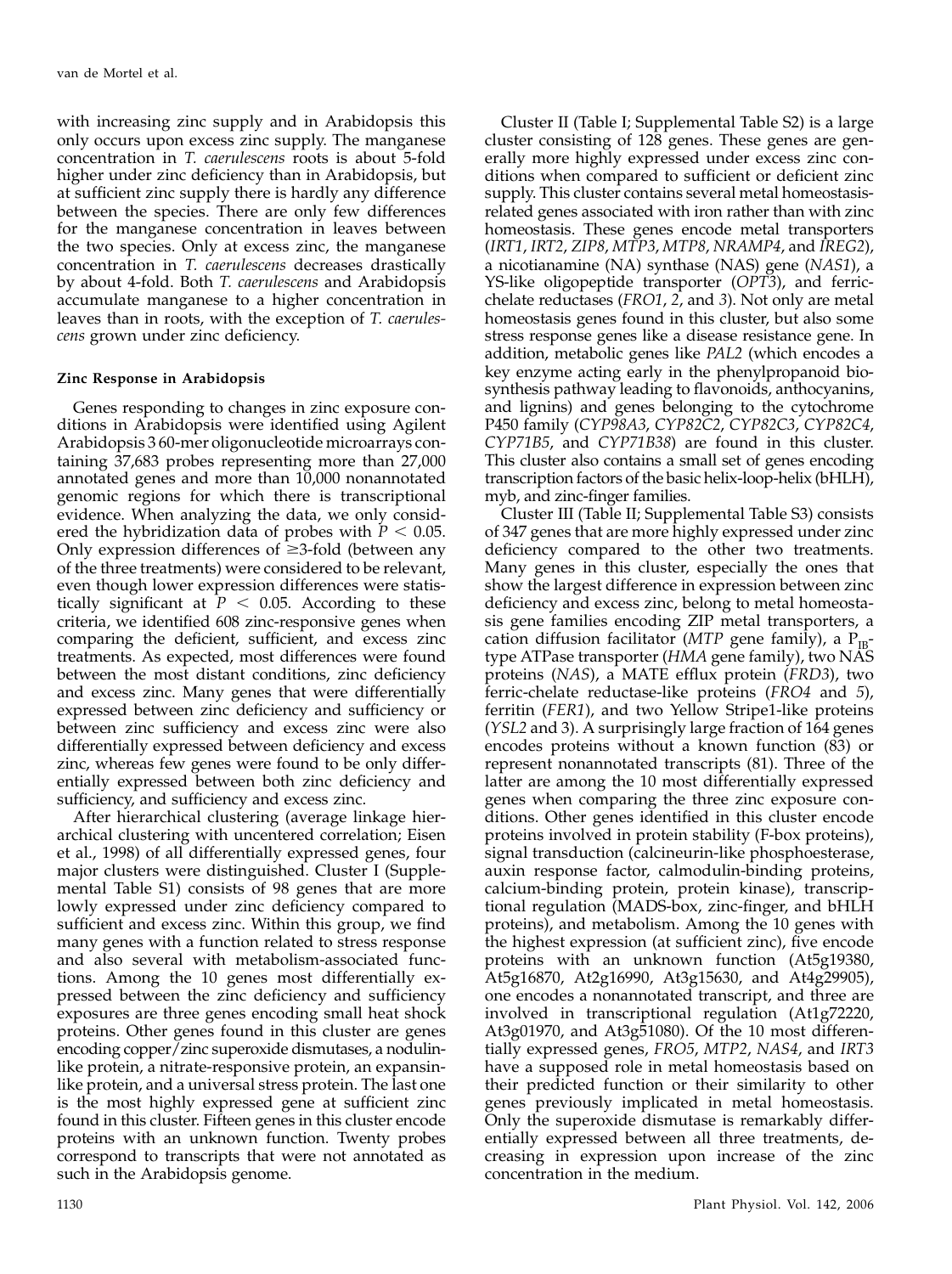with increasing zinc supply and in Arabidopsis this only occurs upon excess zinc supply. The manganese concentration in *T. caerulescens* roots is about 5-fold higher under zinc deficiency than in Arabidopsis, but at sufficient zinc supply there is hardly any difference between the species. There are only few differences for the manganese concentration in leaves between the two species. Only at excess zinc, the manganese concentration in *T. caerulescens* decreases drastically by about 4-fold. Both *T. caerulescens* and Arabidopsis accumulate manganese to a higher concentration in leaves than in roots, with the exception of *T. caerulescens* grown under zinc deficiency.

### Zinc Response in Arabidopsis

Genes responding to changes in zinc exposure conditions in Arabidopsis were identified using Agilent Arabidopsis 3 60-mer oligonucleotide microarrays containing 37,683 probes representing more than 27,000 annotated genes and more than 10,000 nonannotated genomic regions for which there is transcriptional evidence. When analyzing the data, we only considered the hybridization data of probes with $P < 0.05$. Only expression differences of $\geq$3-fold (between any of the three treatments) were considered to be relevant, even though lower expression differences were statistically significant at $P < 0.05$. According to these criteria, we identified 608 zinc-responsive genes when comparing the deficient, sufficient, and excess zinc treatments. As expected, most differences were found between the most distant conditions, zinc deficiency and excess zinc. Many genes that were differentially expressed between zinc deficiency and sufficiency or between zinc sufficiency and excess zinc were also differentially expressed between deficiency and excess zinc, whereas few genes were found to be only differentially expressed between both zinc deficiency and sufficiency, and sufficiency and excess zinc.

After hierarchical clustering (average linkage hierarchical clustering with uncentered correlation; Eisen et al., 1998) of all differentially expressed genes, four major clusters were distinguished. Cluster I (Supplemental Table S1) consists of 98 genes that are more lowly expressed under zinc deficiency compared to sufficient and excess zinc. Within this group, we find many genes with a function related to stress response and also several with metabolism-associated functions. Among the 10 genes most differentially expressed between the zinc deficiency and sufficiency exposures are three genes encoding small heat shock proteins. Other genes found in this cluster are genes encoding copper/zinc superoxide dismutases, a nodulin-like protein, a nitrate-responsive protein, an expansin-like protein, and a universal stress protein. The last one is the most highly expressed gene at sufficient zinc found in this cluster. Fifteen genes in this cluster encode proteins with an unknown function. Twenty probes correspond to transcripts that were not annotated as such in the Arabidopsis genome.

Cluster II (Table I; Supplemental Table S2) is a large cluster consisting of 128 genes. These genes are generally more highly expressed under excess zinc conditions when compared to sufficient or deficient zinc supply. This cluster contains several metal homeostasis-related genes associated with iron rather than with zinc homeostasis. These genes encode metal transporters (*IRT1*, *IRT2*, *ZIP8*, *MTP3*, *MTP8*, *NRAMP4*, and *IREG2*), a nicotianamine (NA) synthase (NAS) gene (*NAS1*), a YS-like oligopeptide transporter (*OPT3*), and ferric-chelate reductases (*FRO1*, *2*, and *3*). Not only are metal homeostasis genes found in this cluster, but also some stress response genes like a disease resistance gene. In addition, metabolic genes like *PAL2* (which encodes a key enzyme acting early in the phenylpropanoid biosynthesis pathway leading to flavonoids, anthocyanins, and lignins) and genes belonging to the cytochrome P450 family (*CYP98A3*, *CYP82C2*, *CYP82C3*, *CYP82C4*, *CYP71B5*, and *CYP71B38*) are found in this cluster. This cluster also contains a small set of genes encoding transcription factors of the basic helix-loop-helix (bHLH), myb, and zinc-finger families.

Cluster III (Table II; Supplemental Table S3) consists of 347 genes that are more highly expressed under zinc deficiency compared to the other two treatments. Many genes in this cluster, especially the ones that show the largest difference in expression between zinc deficiency and excess zinc, belong to metal homeostasis gene families encoding ZIP metal transporters, a cation diffusion facilitator (*MTP* gene family), a $P_{IB}$-type ATPase transporter (*HMA* gene family), two NAS proteins (*NAS*), a MATE efflux protein (*FRD3*), two ferric-chelate reductase-like proteins (*FRO4* and *5*), ferritin (*FER1*), and two Yellow Stripe1-like proteins (*YSL2* and 3). A surprisingly large fraction of 164 genes encodes proteins without a known function (83) or represent nonannotated transcripts (81). Three of the latter are among the 10 most differentially expressed genes when comparing the three zinc exposure conditions. Other genes identified in this cluster encode proteins involved in protein stability (F-box proteins), signal transduction (calcineurin-like phosphoesterase, auxin response factor, calmodulin-binding proteins, calcium-binding protein, protein kinase), transcriptional regulation (MADS-box, zinc-finger, and bHLH proteins), and metabolism. Among the 10 genes with the highest expression (at sufficient zinc), five encode proteins with an unknown function (At5g19380, At5g16870, At2g16990, At3g15630, and At4g29905), one encodes a nonannotated transcript, and three are involved in transcriptional regulation (At1g72220, At3g01970, and At3g51080). Of the 10 most differentially expressed genes, *FRO5*, *MTP2*, *NAS4*, and *IRT3* have a supposed role in metal homeostasis based on their predicted function or their similarity to other genes previously implicated in metal homeostasis. Only the superoxide dismutase is remarkably differentially expressed between all three treatments, decreasing in expression upon increase of the zinc concentration in the medium.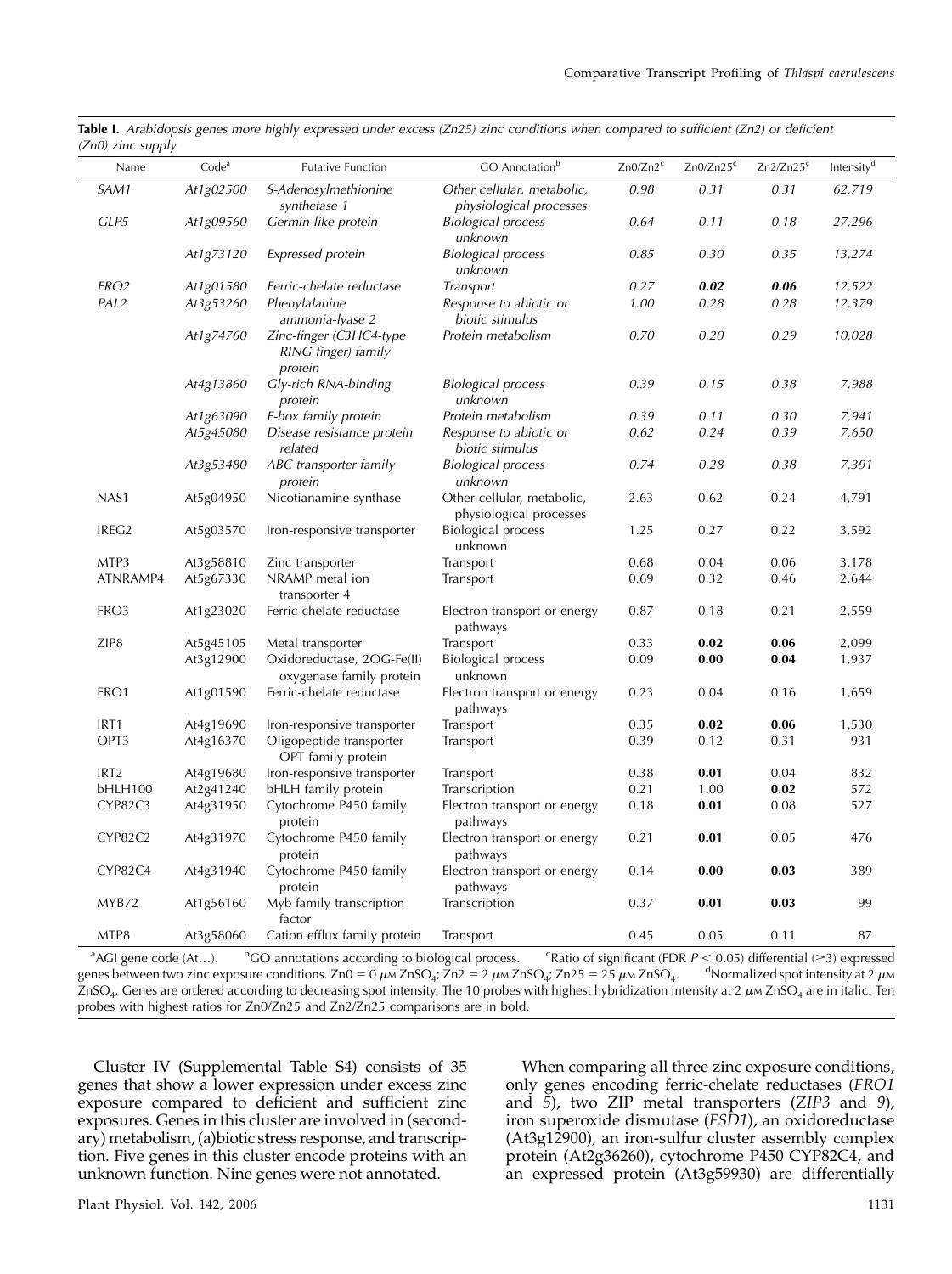**Table I.** *Arabidopsis genes more highly expressed under excess (Zn25) zinc conditions when compared to sufficient (Zn2) or deficient (Zn0) zinc supply*

| Name | Code[a] | Putative Function | GO Annotation[b] | Zn0/Zn2[c] | Zn0/Zn25[c] | Zn2/Zn25[c] | Intensity[d] |
|---|---|---|---|---|---|---|---|
| *SAM1* | *At1g02500* | *S-Adenosylmethionine synthetase 1* | *Other cellular, metabolic, physiological processes* | *0.98* | *0.31* | *0.31* | *62,719* |
| *GLP5* | *At1g09560* | *Germin-like protein* | *Biological process unknown* | *0.64* | *0.11* | *0.18* | *27,296* |
| | *At1g73120* | *Expressed protein* | *Biological process unknown* | *0.85* | *0.30* | *0.35* | *13,274* |
| *FRO2* | *At1g01580* | *Ferric-chelate reductase* | *Transport* | *0.27* | ***0.02*** | ***0.06*** | *12,522* |
| *PAL2* | *At3g53260* | *Phenylalanine ammonia-lyase 2* | *Response to abiotic or biotic stimulus* | *1.00* | *0.28* | *0.28* | *12,379* |
| | *At1g74760* | *Zinc-finger (C3HC4-type RING finger) family protein* | *Protein metabolism* | *0.70* | *0.20* | *0.29* | *10,028* |
| | *At4g13860* | *Gly-rich RNA-binding protein* | *Biological process unknown* | *0.39* | *0.15* | *0.38* | *7,988* |
| | *At1g63090* | *F-box family protein* | *Protein metabolism* | *0.39* | *0.11* | *0.30* | *7,941* |
| | *At5g45080* | *Disease resistance protein related* | *Response to abiotic or biotic stimulus* | *0.62* | *0.24* | *0.39* | *7,650* |
| | *At3g53480* | *ABC transporter family protein* | *Biological process unknown* | *0.74* | *0.28* | *0.38* | *7,391* |
| NAS1 | At5g04950 | Nicotianamine synthase | Other cellular, metabolic, physiological processes | 2.63 | 0.62 | 0.24 | 4,791 |
| IREG2 | At5g03570 | Iron-responsive transporter | Biological process unknown | 1.25 | 0.27 | 0.22 | 3,592 |
| MTP3 | At3g58810 | Zinc transporter | Transport | 0.68 | 0.04 | 0.06 | 3,178 |
| ATNRAMP4 | At5g67330 | NRAMP metal ion transporter 4 | Transport | 0.69 | 0.32 | 0.46 | 2,644 |
| FRO3 | At1g23020 | Ferric-chelate reductase | Electron transport or energy pathways | 0.87 | 0.18 | 0.21 | 2,559 |
| ZIP8 | At5g45105 | Metal transporter | Transport | 0.33 | **0.02** | **0.06** | 2,099 |
| | At3g12900 | Oxidoreductase, 2OG-Fe(II) oxygenase family protein | Biological process unknown | 0.09 | **0.00** | **0.04** | 1,937 |
| FRO1 | At1g01590 | Ferric-chelate reductase | Electron transport or energy pathways | 0.23 | 0.04 | 0.16 | 1,659 |
| IRT1 | At4g19690 | Iron-responsive transporter | Transport | 0.35 | **0.02** | **0.06** | 1,530 |
| OPT3 | At4g16370 | Oligopeptide transporter OPT family protein | Transport | 0.39 | 0.12 | 0.31 | 931 |
| IRT2 | At4g19680 | Iron-responsive transporter | Transport | 0.38 | **0.01** | 0.04 | 832 |
| bHLH100 | At2g41240 | bHLH family protein | Transcription | 0.21 | 1.00 | **0.02** | 572 |
| CYP82C3 | At4g31950 | Cytochrome P450 family protein | Electron transport or energy pathways | 0.18 | **0.01** | 0.08 | 527 |
| CYP82C2 | At4g31970 | Cytochrome P450 family protein | Electron transport or energy pathways | 0.21 | **0.01** | 0.05 | 476 |
| CYP82C4 | At4g31940 | Cytochrome P450 family protein | Electron transport or energy pathways | 0.14 | **0.00** | **0.03** | 389 |
| MYB72 | At1g56160 | Myb family transcription factor | Transcription | 0.37 | **0.01** | **0.03** | 99 |
| MTP8 | At3g58060 | Cation efflux family protein | Transport | 0.45 | 0.05 | 0.11 | 87 |

[a]AGI gene code (At…). [b]GO annotations according to biological process. [c]Ratio of significant (FDR $P < 0.05$) differential ($\geq 3$) expressed genes between two zinc exposure conditions. Zn0 = 0 $\mu$M $ZnSO_4$; Zn2 = 2 $\mu$M $ZnSO_4$; Zn25 = 25 $\mu$M $ZnSO_4$. [d]Normalized spot intensity at 2 $\mu$M $ZnSO_4$. Genes are ordered according to decreasing spot intensity. The 10 probes with highest hybridization intensity at 2 $\mu$M $ZnSO_4$ are in italic. Ten probes with highest ratios for Zn0/Zn25 and Zn2/Zn25 comparisons are in bold.

Cluster IV (Supplemental Table S4) consists of 35 genes that show a lower expression under excess zinc exposure compared to deficient and sufficient zinc exposures. Genes in this cluster are involved in (secondary) metabolism, (a)biotic stress response, and transcription. Five genes in this cluster encode proteins with an unknown function. Nine genes were not annotated.

When comparing all three zinc exposure conditions, only genes encoding ferric-chelate reductases (*FRO1* and *5*), two ZIP metal transporters (*ZIP3* and *9*), iron superoxide dismutase (*FSD1*), an oxidoreductase (At3g12900), an iron-sulfur cluster assembly complex protein (At2g36260), cytochrome P450 CYP82C4, and an expressed protein (At3g59930) are differentially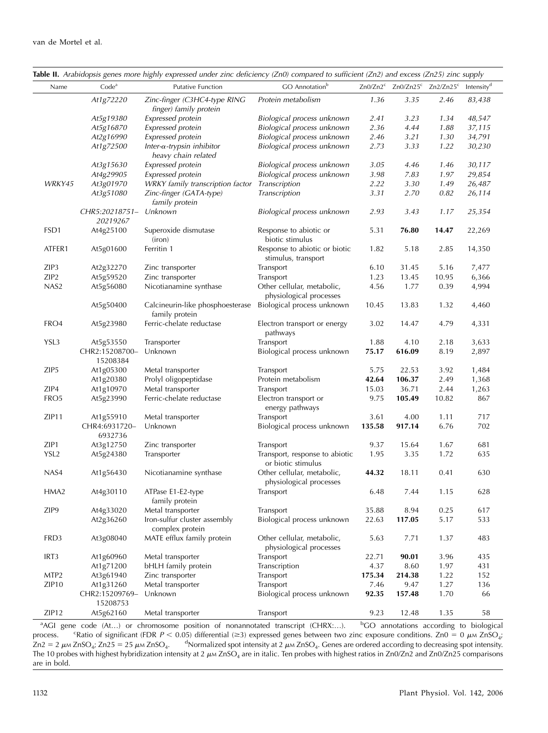**Table II.** *Arabidopsis genes more highly expressed under zinc deficiency (Zn0) compared to sufficient (Zn2) and excess (Zn25) zinc supply*

| Name | Code[a] | Putative Function | GO Annotation[b] | Zn0/Zn2[c] | Zn0/Zn25[c] | Zn2/Zn25[c] | Intensity[d] |
|---|---|---|---|---|---|---|---|
| | *At1g72220* | *Zinc-finger (C3HC4-type RING finger) family protein* | *Protein metabolism* | *1.36* | *3.35* | *2.46* | *83,438* |
| | *At5g19380* | *Expressed protein* | *Biological process unknown* | *2.41* | *3.23* | *1.34* | *48,547* |
| | *At5g16870* | *Expressed protein* | *Biological process unknown* | *2.36* | *4.44* | *1.88* | *37,115* |
| | *At2g16990* | *Expressed protein* | *Biological process unknown* | *2.46* | *3.21* | *1.30* | *34,791* |
| | *At1g72500* | *Inter-α-trypsin inhibitor heavy chain related* | *Biological process unknown* | *2.73* | *3.33* | *1.22* | *30,230* |
| | *At3g15630* | *Expressed protein* | *Biological process unknown* | *3.05* | *4.46* | *1.46* | *30,117* |
| | *At4g29905* | *Expressed protein* | *Biological process unknown* | *3.98* | *7.83* | *1.97* | *29,854* |
| *WRKY45* | *At3g01970* | *WRKY family transcription factor* | *Transcription* | *2.22* | *3.30* | *1.49* | *26,487* |
| | *At3g51080* | *Zinc-finger (GATA-type) family protein* | *Transcription* | *3.31* | *2.70* | *0.82* | *26,114* |
| | *CHR5:20218751–20219267* | *Unknown* | *Biological process unknown* | *2.93* | *3.43* | *1.17* | *25,354* |
| FSD1 | At4g25100 | Superoxide dismutase (iron) | Response to abiotic or biotic stimulus | 5.31 | **76.80** | **14.47** | 22,269 |
| ATFER1 | At5g01600 | Ferritin 1 | Response to abiotic or biotic stimulus, transport | 1.82 | 5.18 | 2.85 | 14,350 |
| ZIP3 | At2g32270 | Zinc transporter | Transport | 6.10 | 31.45 | 5.16 | 7,477 |
| ZIP2 | At5g59520 | Zinc transporter | Transport | 1.23 | 13.45 | 10.95 | 6,366 |
| NAS2 | At5g56080 | Nicotianamine synthase | Other cellular, metabolic, physiological processes | 4.56 | 1.77 | 0.39 | 4,994 |
| | At5g50400 | Calcineurin-like phosphoesterase family protein | Biological process unknown | 10.45 | 13.83 | 1.32 | 4,460 |
| FRO4 | At5g23980 | Ferric-chelate reductase | Electron transport or energy pathways | 3.02 | 14.47 | 4.79 | 4,331 |
| YSL3 | At5g53550 | Transporter | Transport | 1.88 | 4.10 | 2.18 | 3,633 |
| | CHR2:15208700–15208384 | Unknown | Biological process unknown | **75.17** | **616.09** | 8.19 | 2,897 |
| ZIP5 | At1g05300 | Metal transporter | Transport | 5.75 | 22.53 | 3.92 | 1,484 |
| | At1g20380 | Prolyl oligopeptidase | Protein metabolism | **42.64** | **106.37** | 2.49 | 1,368 |
| ZIP4 | At1g10970 | Metal transporter | Transport | 15.03 | 36.71 | 2.44 | 1,263 |
| FRO5 | At5g23990 | Ferric-chelate reductase | Electron transport or energy pathways | 9.75 | **105.49** | 10.82 | 867 |
| ZIP11 | At1g55910 | Metal transporter | Transport | 3.61 | 4.00 | 1.11 | 717 |
| | CHR4:6931720–6932736 | Unknown | Biological process unknown | **135.58** | **917.14** | 6.76 | 702 |
| ZIP1 | At3g12750 | Zinc transporter | Transport | 9.37 | 15.64 | 1.67 | 681 |
| YSL2 | At5g24380 | Transporter | Transport, response to abiotic or biotic stimulus | 1.95 | 3.35 | 1.72 | 635 |
| NAS4 | At1g56430 | Nicotianamine synthase | Other cellular, metabolic, physiological processes | **44.32** | 18.11 | 0.41 | 630 |
| HMA2 | At4g30110 | ATPase E1-E2-type family protein | Transport | 6.48 | 7.44 | 1.15 | 628 |
| ZIP9 | At4g33020 | Metal transporter | Transport | 35.88 | 8.94 | 0.25 | 617 |
| | At2g36260 | Iron-sulfur cluster assembly complex protein | Biological process unknown | 22.63 | **117.05** | 5.17 | 533 |
| FRD3 | At3g08040 | MATE efflux family protein | Other cellular, metabolic, physiological processes | 5.63 | 7.71 | 1.37 | 483 |
| IRT3 | At1g60960 | Metal transporter | Transport | 22.71 | **90.01** | 3.96 | 435 |
| | At1g71200 | bHLH family protein | Transcription | 4.37 | 8.60 | 1.97 | 431 |
| MTP2 | At3g61940 | Zinc transporter | Transport | **175.34** | **214.38** | 1.22 | 152 |
| ZIP10 | At1g31260 | Metal transporter | Transport | 7.46 | 9.47 | 1.27 | 136 |
| | CHR2:15209769–15208753 | Unknown | Biological process unknown | **92.35** | **157.48** | 1.70 | 66 |
| ZIP12 | At5g62160 | Metal transporter | Transport | 9.23 | 12.48 | 1.35 | 58 |

[a]AGI gene code (At…) or chromosome position of nonannotated transcript (CHRX:…). [b]GO annotations according to biological process. [c]Ratio of significant (FDR $P < 0.05$) differential (≥3) expressed genes between two zinc exposure conditions. Zn0 = 0 $\mu$M $ZnSO_4$; Zn2 = 2 $\mu$M $ZnSO_4$; Zn25 = 25 $\mu$M $ZnSO_4$. [d]Normalized spot intensity at 2 $\mu$M $ZnSO_4$. Genes are ordered according to decreasing spot intensity. The 10 probes with highest hybridization intensity at 2 $\mu$M $ZnSO_4$ are in italic. Ten probes with highest ratios in Zn0/Zn2 and Zn0/Zn25 comparisons are in bold.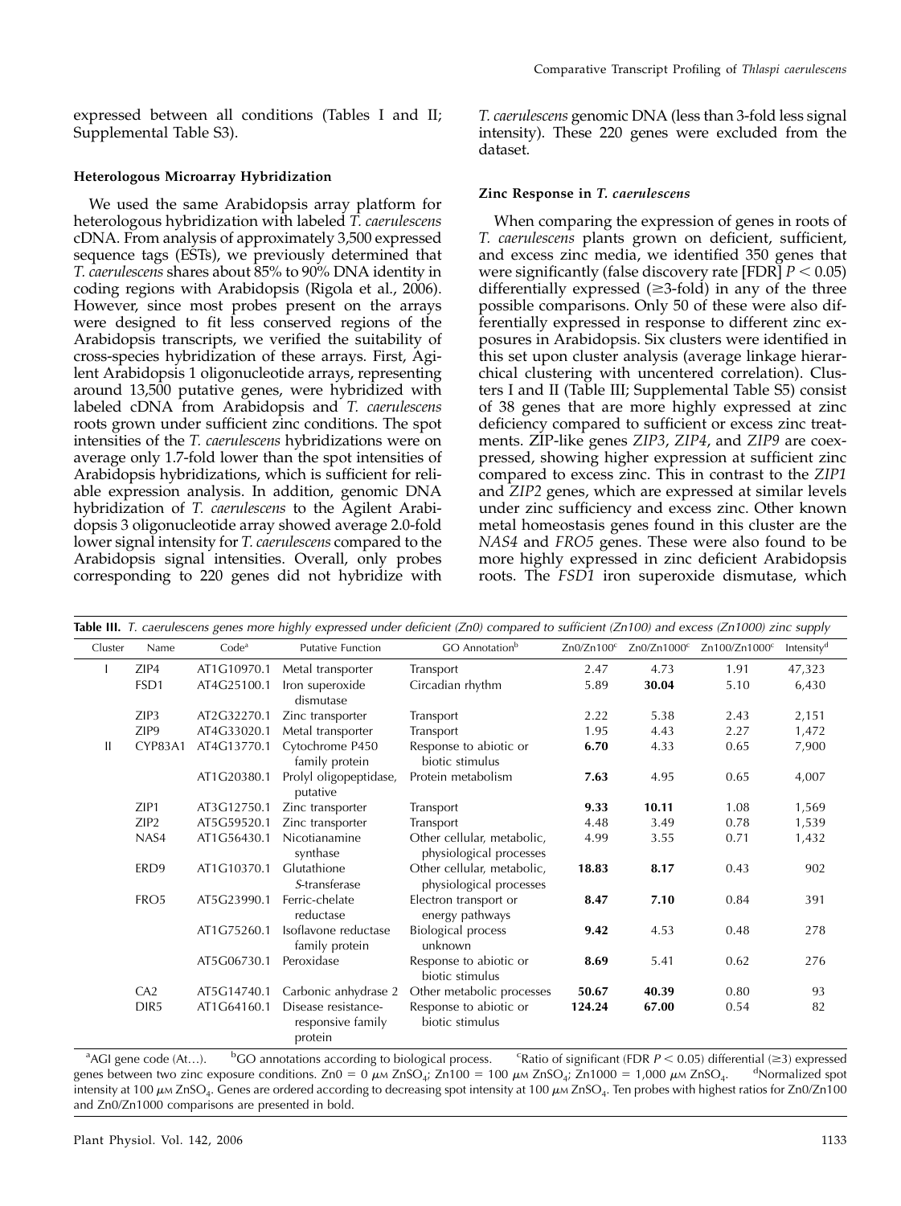expressed between all conditions (Tables I and II; Supplemental Table S3).

### Heterologous Microarray Hybridization

We used the same Arabidopsis array platform for heterologous hybridization with labeled *T. caerulescens* cDNA. From analysis of approximately 3,500 expressed sequence tags (ESTs), we previously determined that *T. caerulescens* shares about 85% to 90% DNA identity in coding regions with Arabidopsis (Rigola et al., 2006). However, since most probes present on the arrays were designed to fit less conserved regions of the Arabidopsis transcripts, we verified the suitability of cross-species hybridization of these arrays. First, Agilent Arabidopsis 1 oligonucleotide arrays, representing around 13,500 putative genes, were hybridized with labeled cDNA from Arabidopsis and *T. caerulescens* roots grown under sufficient zinc conditions. The spot intensities of the *T. caerulescens* hybridizations were on average only 1.7-fold lower than the spot intensities of Arabidopsis hybridizations, which is sufficient for reliable expression analysis. In addition, genomic DNA hybridization of *T. caerulescens* to the Agilent Arabidopsis 3 oligonucleotide array showed average 2.0-fold lower signal intensity for *T. caerulescens* compared to the Arabidopsis signal intensities. Overall, only probes corresponding to 220 genes did not hybridize with *T. caerulescens* genomic DNA (less than 3-fold less signal intensity). These 220 genes were excluded from the dataset.

### Zinc Response in *T. caerulescens*

When comparing the expression of genes in roots of *T. caerulescens* plants grown on deficient, sufficient, and excess zinc media, we identified 350 genes that were significantly (false discovery rate [FDR] $P < 0.05$) differentially expressed ($\geq$3-fold) in any of the three possible comparisons. Only 50 of these were also differentially expressed in response to different zinc exposures in Arabidopsis. Six clusters were identified in this set upon cluster analysis (average linkage hierarchical clustering with uncentered correlation). Clusters I and II (Table III; Supplemental Table S5) consist of 38 genes that are more highly expressed at zinc deficiency compared to sufficient or excess zinc treatments. ZIP-like genes *ZIP3*, *ZIP4*, and *ZIP9* are coexpressed, showing higher expression at sufficient zinc compared to excess zinc. This in contrast to the *ZIP1* and *ZIP2* genes, which are expressed at similar levels under zinc sufficiency and excess zinc. Other known metal homeostasis genes found in this cluster are the *NAS4* and *FRO5* genes. These were also found to be more highly expressed in zinc deficient Arabidopsis roots. The *FSD1* iron superoxide dismutase, which

**Table III.** *T. caerulescens genes more highly expressed under deficient (Zn0) compared to sufficient (Zn100) and excess (Zn1000) zinc supply*

| Cluster | Name | Code[a] | Putative Function | GO Annotation[b] | Zn0/Zn100[c] | Zn0/Zn1000[c] | Zn100/Zn1000[c] | Intensity[d] |
|---|---|---|---|---|---|---|---|---|
| I | ZIP4 | AT1G10970.1 | Metal transporter | Transport | 2.47 | 4.73 | 1.91 | 47,323 |
| | FSD1 | AT4G25100.1 | Iron superoxide dismutase | Circadian rhythm | 5.89 | **30.04** | 5.10 | 6,430 |
| | ZIP3 | AT2G32270.1 | Zinc transporter | Transport | 2.22 | 5.38 | 2.43 | 2,151 |
| | ZIP9 | AT4G33020.1 | Metal transporter | Transport | 1.95 | 4.43 | 2.27 | 1,472 |
| II | CYP83A1 | AT4G13770.1 | Cytochrome P450 family protein | Response to abiotic or biotic stimulus | **6.70** | 4.33 | 0.65 | 7,900 |
| | | AT1G20380.1 | Prolyl oligopeptidase, putative | Protein metabolism | **7.63** | 4.95 | 0.65 | 4,007 |
| | ZIP1 | AT3G12750.1 | Zinc transporter | Transport | **9.33** | **10.11** | 1.08 | 1,569 |
| | ZIP2 | AT5G59520.1 | Zinc transporter | Transport | 4.48 | 3.49 | 0.78 | 1,539 |
| | NAS4 | AT1G56430.1 | Nicotianamine synthase | Other cellular, metabolic, physiological processes | 4.99 | 3.55 | 0.71 | 1,432 |
| | ERD9 | AT1G10370.1 | Glutathione *S*-transferase | Other cellular, metabolic, physiological processes | **18.83** | **8.17** | 0.43 | 902 |
| | FRO5 | AT5G23990.1 | Ferric-chelate reductase | Electron transport or energy pathways | **8.47** | **7.10** | 0.84 | 391 |
| | | AT1G75260.1 | Isoflavone reductase family protein | Biological process unknown | **9.42** | 4.53 | 0.48 | 278 |
| | | AT5G06730.1 | Peroxidase | Response to abiotic or biotic stimulus | **8.69** | 5.41 | 0.62 | 276 |
| | CA2 | AT5G14740.1 | Carbonic anhydrase 2 | Other metabolic processes | **50.67** | **40.39** | 0.80 | 93 |
| | DIR5 | AT1G64160.1 | Disease resistance-responsive family protein | Response to abiotic or biotic stimulus | **124.24** | **67.00** | 0.54 | 82 |

[a]AGI gene code (At…). [b]GO annotations according to biological process. [c]Ratio of significant (FDR $P < 0.05$) differential ($\geq$3) expressed genes between two zinc exposure conditions. Zn0 = 0 $\mu$M $ZnSO_4$; Zn100 = 100 $\mu$M $ZnSO_4$; Zn1000 = 1,000 $\mu$M $ZnSO_4$. [d]Normalized spot intensity at 100 $\mu$M $ZnSO_4$. Genes are ordered according to decreasing spot intensity at 100 $\mu$M $ZnSO_4$. Ten probes with highest ratios for Zn0/Zn100 and Zn0/Zn1000 comparisons are presented in bold.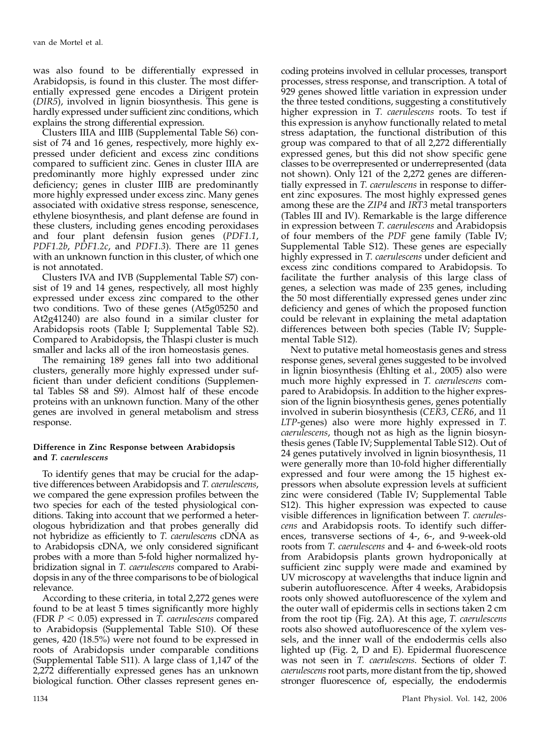was also found to be differentially expressed in Arabidopsis, is found in this cluster. The most differentially expressed gene encodes a Dirigent protein (*DIR5*), involved in lignin biosynthesis. This gene is hardly expressed under sufficient zinc conditions, which explains the strong differential expression.

Clusters IIIA and IIIB (Supplemental Table S6) consist of 74 and 16 genes, respectively, more highly expressed under deficient and excess zinc conditions compared to sufficient zinc. Genes in cluster IIIA are predominantly more highly expressed under zinc deficiency; genes in cluster IIIB are predominantly more highly expressed under excess zinc. Many genes associated with oxidative stress response, senescence, ethylene biosynthesis, and plant defense are found in these clusters, including genes encoding peroxidases and four plant defensin fusion genes (*PDF1.1*, *PDF1.2b*, *PDF1.2c*, and *PDF1.3*). There are 11 genes with an unknown function in this cluster, of which one is not annotated.

Clusters IVA and IVB (Supplemental Table S7) consist of 19 and 14 genes, respectively, all most highly expressed under excess zinc compared to the other two conditions. Two of these genes (At5g05250 and At2g41240) are also found in a similar cluster for Arabidopsis roots (Table I; Supplemental Table S2). Compared to Arabidopsis, the Thlaspi cluster is much smaller and lacks all of the iron homeostasis genes.

The remaining 189 genes fall into two additional clusters, generally more highly expressed under sufficient than under deficient conditions (Supplemental Tables S8 and S9). Almost half of these encode proteins with an unknown function. Many of the other genes are involved in general metabolism and stress response.

### Difference in Zinc Response between Arabidopsis and *T. caerulescens*

To identify genes that may be crucial for the adaptive differences between Arabidopsis and *T. caerulescens*, we compared the gene expression profiles between the two species for each of the tested physiological conditions. Taking into account that we performed a heterologous hybridization and that probes generally did not hybridize as efficiently to *T. caerulescens* cDNA as to Arabidopsis cDNA, we only considered significant probes with a more than 5-fold higher normalized hybridization signal in *T. caerulescens* compared to Arabidopsis in any of the three comparisons to be of biological relevance.

According to these criteria, in total 2,272 genes were found to be at least 5 times significantly more highly (FDR $P < 0.05$) expressed in *T. caerulescens* compared to Arabidopsis (Supplemental Table S10). Of these genes, 420 (18.5%) were not found to be expressed in roots of Arabidopsis under comparable conditions (Supplemental Table S11). A large class of 1,147 of the 2,272 differentially expressed genes has an unknown biological function. Other classes represent genes encoding proteins involved in cellular processes, transport processes, stress response, and transcription. A total of 929 genes showed little variation in expression under the three tested conditions, suggesting a constitutively higher expression in *T. caerulescens* roots. To test if this expression is anyhow functionally related to metal stress adaptation, the functional distribution of this group was compared to that of all 2,272 differentially expressed genes, but this did not show specific gene classes to be overrepresented or underrepresented (data not shown). Only 121 of the 2,272 genes are differentially expressed in *T. caerulescens* in response to different zinc exposures. The most highly expressed genes among these are the *ZIP4* and *IRT3* metal transporters (Tables III and IV). Remarkable is the large difference in expression between *T. caerulescens* and Arabidopsis of four members of the *PDF* gene family (Table IV; Supplemental Table S12). These genes are especially highly expressed in *T. caerulescens* under deficient and excess zinc conditions compared to Arabidopsis. To facilitate the further analysis of this large class of genes, a selection was made of 235 genes, including the 50 most differentially expressed genes under zinc deficiency and genes of which the proposed function could be relevant in explaining the metal adaptation differences between both species (Table IV; Supplemental Table S12).

Next to putative metal homeostasis genes and stress response genes, several genes suggested to be involved in lignin biosynthesis (Ehlting et al., 2005) also were much more highly expressed in *T. caerulescens* compared to Arabidopsis. In addition to the higher expression of the lignin biosynthesis genes, genes potentially involved in suberin biosynthesis (*CER3*, *CER6*, and 11 *LTP*-genes) also were more highly expressed in *T. caerulescens*, though not as high as the lignin biosynthesis genes (Table IV; Supplemental Table S12). Out of 24 genes putatively involved in lignin biosynthesis, 11 were generally more than 10-fold higher differentially expressed and four were among the 15 highest expressors when absolute expression levels at sufficient zinc were considered (Table IV; Supplemental Table S12). This higher expression was expected to cause visible differences in lignification between *T. caerulescens* and Arabidopsis roots. To identify such differences, transverse sections of 4-, 6-, and 9-week-old roots from *T. caerulescens* and 4- and 6-week-old roots from Arabidopsis plants grown hydroponically at sufficient zinc supply were made and examined by UV microscopy at wavelengths that induce lignin and suberin autofluorescence. After 4 weeks, Arabidopsis roots only showed autofluorescence of the xylem and the outer wall of epidermis cells in sections taken 2 cm from the root tip (Fig. 2A). At this age, *T. caerulescens* roots also showed autofluorescence of the xylem vessels, and the inner wall of the endodermis cells also lighted up (Fig. 2, D and E). Epidermal fluorescence was not seen in *T. caerulescens*. Sections of older *T. caerulescens* root parts, more distant from the tip, showed stronger fluorescence of, especially, the endodermis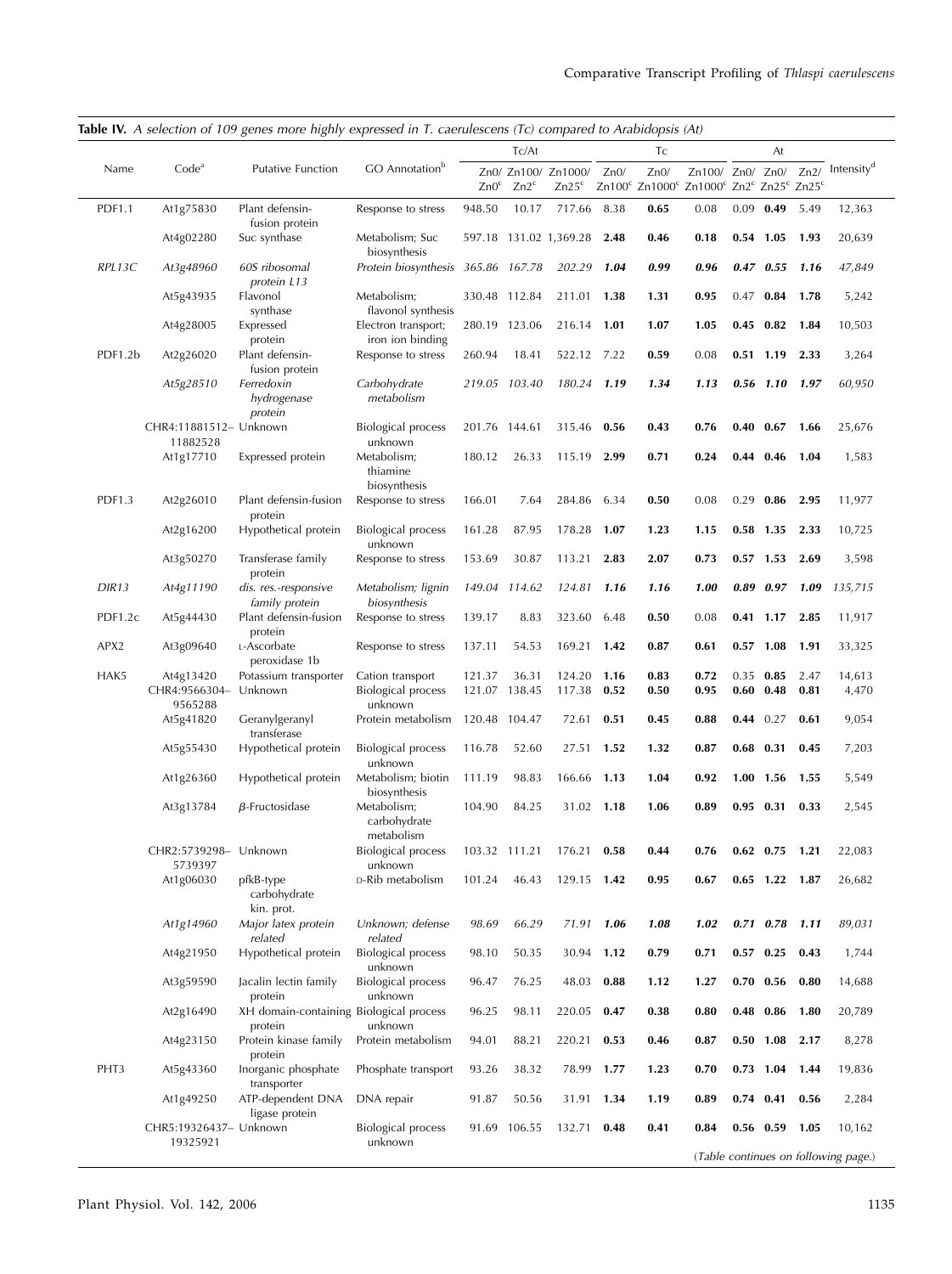**Table IV.** *A selection of 109 genes more highly expressed in T. caerulescens (Tc) compared to Arabidopsis (At)*

| Name | Code[a] | Putative Function | GO Annotation[b] | Tc/At | | | Tc | | | At | | | Intensity[d] |
|---|---|---|---|---|---|---|---|---|---|---|---|---|---|
| | | | | Zn0[c] | Zn0/ Zn2[c] | Zn100/ Zn1000/ Zn25[c] | Zn0/ Zn100[c] | Zn0/ Zn1000[c] | Zn100/ Zn1000[c] | Zn0/ Zn2[c] | Zn0/ Zn25[c] | Zn2/ Zn25[c] | |
| PDF1.1 | At1g75830 | Plant defensin-fusion protein | Response to stress | 948.50 | 10.17 | 717.66 | 8.38 | **0.65** | 0.08 | 0.09 | **0.49** | 5.49 | 12,363 |
| | At4g02280 | Suc synthase | Metabolism; Suc biosynthesis | 597.18 | 131.02 | 1,369.28 | **2.48** | **0.46** | **0.18** | **0.54** | **1.05** | **1.93** | 20,639 |
| *RPL13C* | *At3g48960* | *60S ribosomal protein L13* | *Protein biosynthesis* | *365.86* | *167.78* | *202.29* | ***1.04*** | ***0.99*** | ***0.96*** | ***0.47*** | ***0.55*** | ***1.16*** | *47,849* |
| | At5g43935 | Flavonol synthase | Metabolism; flavonol synthesis | 330.48 | 112.84 | 211.01 | **1.38** | **1.31** | **0.95** | 0.47 | **0.84** | **1.78** | 5,242 |
| | At4g28005 | Expressed protein | Electron transport; iron ion binding | 280.19 | 123.06 | 216.14 | **1.01** | **1.07** | **1.05** | **0.45** | **0.82** | **1.84** | 10,503 |
| PDF1.2b | At2g26020 | Plant defensin-fusion protein | Response to stress | 260.94 | 18.41 | 522.12 | 7.22 | **0.59** | 0.08 | **0.51** | **1.19** | **2.33** | 3,264 |
| | *At5g28510* | *Ferredoxin hydrogenase protein* | *Carbohydrate metabolism* | *219.05* | *103.40* | *180.24* | ***1.19*** | ***1.34*** | ***1.13*** | ***0.56*** | ***1.10*** | ***1.97*** | *60,950* |
| | CHR4:11881512–11882528 | Unknown | Biological process unknown | 201.76 | 144.61 | 315.46 | **0.56** | **0.43** | **0.76** | **0.40** | **0.67** | **1.66** | 25,676 |
| | At1g17710 | Expressed protein | Metabolism; thiamine biosynthesis | 180.12 | 26.33 | 115.19 | **2.99** | **0.71** | **0.24** | **0.44** | **0.46** | **1.04** | 1,583 |
| PDF1.3 | At2g26010 | Plant defensin-fusion protein | Response to stress | 166.01 | 7.64 | 284.86 | 6.34 | **0.50** | 0.08 | 0.29 | **0.86** | **2.95** | 11,977 |
| | At2g16200 | Hypothetical protein | Biological process unknown | 161.28 | 87.95 | 178.28 | **1.07** | **1.23** | **1.15** | **0.58** | **1.35** | **2.33** | 10,725 |
| | At3g50270 | Transferase family protein | Response to stress | 153.69 | 30.87 | 113.21 | **2.83** | **2.07** | **0.73** | **0.57** | **1.53** | **2.69** | 3,598 |
| *DIR13* | *At4g11190* | *dis. res.-responsive family protein* | *Metabolism; lignin biosynthesis* | *149.04* | *114.62* | *124.81* | ***1.16*** | ***1.16*** | ***1.00*** | ***0.89*** | ***0.97*** | ***1.09*** | *135,715* |
| PDF1.2c | At5g44430 | Plant defensin-fusion protein | Response to stress | 139.17 | 8.83 | 323.60 | 6.48 | **0.50** | 0.08 | **0.41** | **1.17** | **2.85** | 11,917 |
| APX2 | At3g09640 | L-Ascorbate peroxidase 1b | Response to stress | 137.11 | 54.53 | 169.21 | **1.42** | **0.87** | **0.61** | **0.57** | **1.08** | **1.91** | 33,325 |
| HAK5 | At4g13420 | Potassium transporter | Cation transport | 121.37 | 36.31 | 124.20 | **1.16** | **0.83** | **0.72** | 0.35 | **0.85** | 2.47 | 14,613 |
| | CHR4:9566304–9565288 | Unknown | Biological process unknown | 121.07 | 138.45 | 117.38 | **0.52** | **0.50** | **0.95** | **0.60** | **0.48** | **0.81** | 4,470 |
| | At5g41820 | Geranylgeranyl transferase | Protein metabolism | 120.48 | 104.47 | 72.61 | **0.51** | **0.45** | **0.88** | **0.44** | 0.27 | **0.61** | 9,054 |
| | At5g55430 | Hypothetical protein | Biological process unknown | 116.78 | 52.60 | 27.51 | **1.52** | **1.32** | **0.87** | **0.68** | **0.31** | **0.45** | 7,203 |
| | At1g26360 | Hypothetical protein | Metabolism; biotin biosynthesis | 111.19 | 98.83 | 166.66 | **1.13** | **1.04** | **0.92** | **1.00** | **1.56** | **1.55** | 5,549 |
| | At3g13784 | β-Fructosidase | Metabolism; carbohydrate metabolism | 104.90 | 84.25 | 31.02 | **1.18** | **1.06** | **0.89** | **0.95** | **0.31** | **0.33** | 2,545 |
| | CHR2:5739298–5739397 | Unknown | Biological process unknown | 103.32 | 111.21 | 176.21 | **0.58** | **0.44** | **0.76** | **0.62** | **0.75** | **1.21** | 22,083 |
| | At1g06030 | pfkB-type carbohydrate kin. prot. | D-Rib metabolism | 101.24 | 46.43 | 129.15 | **1.42** | **0.95** | **0.67** | **0.65** | **1.22** | **1.87** | 26,682 |
| | *At1g14960* | *Major latex protein related* | *Unknown; defense related* | *98.69* | *66.29* | *71.91* | ***1.06*** | ***1.08*** | ***1.02*** | ***0.71*** | ***0.78*** | ***1.11*** | *89,031* |
| | At4g21950 | Hypothetical protein | Biological process unknown | 98.10 | 50.35 | 30.94 | **1.12** | **0.79** | **0.71** | **0.57** | **0.25** | **0.43** | 1,744 |
| | At3g59590 | Jacalin lectin family protein | Biological process unknown | 96.47 | 76.25 | 48.03 | **0.88** | **1.12** | **1.27** | **0.70** | **0.56** | **0.80** | 14,688 |
| | At2g16490 | XH domain-containing protein | Biological process unknown | 96.25 | 98.11 | 220.05 | **0.47** | **0.38** | **0.80** | **0.48** | **0.86** | **1.80** | 20,789 |
| | At4g23150 | Protein kinase family protein | Protein metabolism | 94.01 | 88.21 | 220.21 | **0.53** | **0.46** | **0.87** | **0.50** | **1.08** | **2.17** | 8,278 |
| PHT3 | At5g43360 | Inorganic phosphate transporter | Phosphate transport | 93.26 | 38.32 | 78.99 | **1.77** | **1.23** | **0.70** | **0.73** | **1.04** | **1.44** | 19,836 |
| | At1g49250 | ATP-dependent DNA ligase protein | DNA repair | 91.87 | 50.56 | 31.91 | **1.34** | **1.19** | **0.89** | **0.74** | **0.41** | **0.56** | 2,284 |
| | CHR5:19326437–19325921 | Unknown | Biological process unknown | 91.69 | 106.55 | 132.71 | **0.48** | **0.41** | **0.84** | **0.56** | **0.59** | **1.05** | 10,162 |

(*Table continues on following page.*)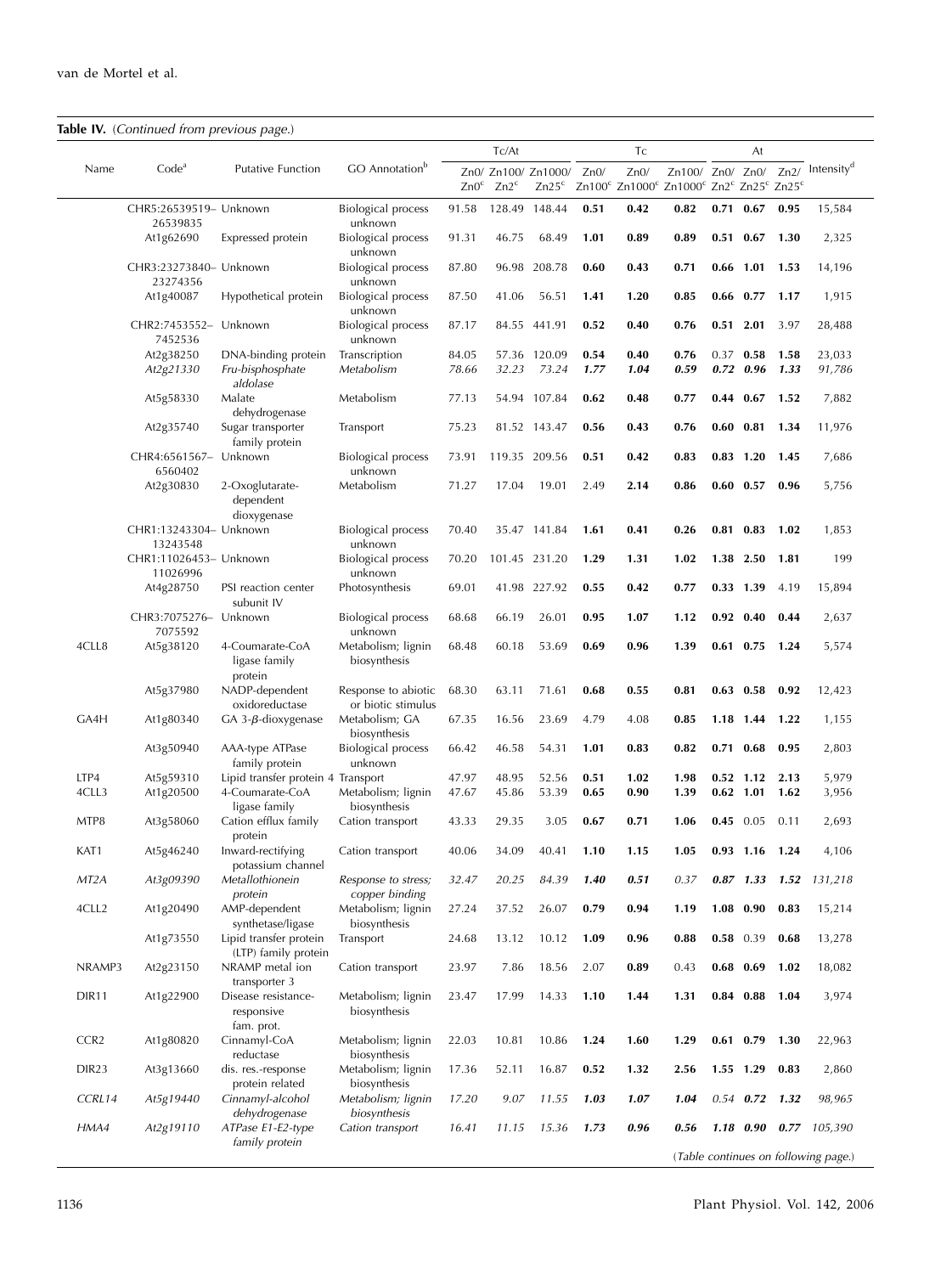**Table IV.** (Continued from previous page.)

| Name | Code[a] | Putative Function | GO Annotation[b] | Tc/At | | | Tc | | | At | | | Intensity[d] |
|---|---|---|---|---|---|---|---|---|---|---|---|---|---|
| | | | | Zn0/ Zn0[c] | Zn100/ Zn2[c] | Zn1000/ Zn25[c] | Zn0/ Zn100[c] | Zn0/ Zn1000[c] | Zn100/ Zn1000[c] | Zn0/ Zn2[c] | Zn0/ Zn25[c] | Zn2/ Zn25[c] | |
| | CHR5:26539519–26539835 | Unknown | Biological process unknown | 91.58 | 128.49 | 148.44 | **0.51** | **0.42** | **0.82** | **0.71** | **0.67** | **0.95** | 15,584 |
| | At1g62690 | Expressed protein | Biological process unknown | 91.31 | 46.75 | 68.49 | **1.01** | **0.89** | **0.89** | **0.51** | **0.67** | **1.30** | 2,325 |
| | CHR3:23273840–23274356 | Unknown | Biological process unknown | 87.80 | 96.98 | 208.78 | **0.60** | **0.43** | **0.71** | **0.66** | **1.01** | **1.53** | 14,196 |
| | At1g40087 | Hypothetical protein | Biological process unknown | 87.50 | 41.06 | 56.51 | **1.41** | **1.20** | **0.85** | **0.66** | **0.77** | **1.17** | 1,915 |
| | CHR2:7453552–7452536 | Unknown | Biological process unknown | 87.17 | 84.55 | 441.91 | **0.52** | **0.40** | **0.76** | **0.51** | **2.01** | 3.97 | 28,488 |
| | At2g38250 | DNA-binding protein | Transcription | 84.05 | 57.36 | 120.09 | **0.54** | **0.40** | **0.76** | 0.37 | **0.58** | **1.58** | 23,033 |
| | *At2g21330* | *Fru-bisphosphate aldolase* | *Metabolism* | *78.66* | *32.23* | *73.24* | ***1.77*** | ***1.04*** | ***0.59*** | ***0.72*** | ***0.96*** | ***1.33*** | *91,786* |
| | At5g58330 | Malate dehydrogenase | Metabolism | 77.13 | 54.94 | 107.84 | **0.62** | **0.48** | **0.77** | **0.44** | **0.67** | **1.52** | 7,882 |
| | At2g35740 | Sugar transporter family protein | Transport | 75.23 | 81.52 | 143.47 | **0.56** | **0.43** | **0.76** | **0.60** | **0.81** | **1.34** | 11,976 |
| | CHR4:6561567–6560402 | Unknown | Biological process unknown | 73.91 | 119.35 | 209.56 | **0.51** | **0.42** | **0.83** | **0.83** | **1.20** | **1.45** | 7,686 |
| | At2g30830 | 2-Oxoglutarate-dependent dioxygenase | Metabolism | 71.27 | 17.04 | 19.01 | 2.49 | **2.14** | **0.86** | **0.60** | **0.57** | **0.96** | 5,756 |
| | CHR1:13243304–13243548 | Unknown | Biological process unknown | 70.40 | 35.47 | 141.84 | **1.61** | **0.41** | **0.26** | **0.81** | **0.83** | **1.02** | 1,853 |
| | CHR1:11026453–11026996 | Unknown | Biological process unknown | 70.20 | 101.45 | 231.20 | **1.29** | **1.31** | **1.02** | **1.38** | **2.50** | **1.81** | 199 |
| | At4g28750 | PSI reaction center subunit IV | Photosynthesis | 69.01 | 41.98 | 227.92 | **0.55** | **0.42** | **0.77** | **0.33** | **1.39** | 4.19 | 15,894 |
| | CHR3:7075276–7075592 | Unknown | Biological process unknown | 68.68 | 66.19 | 26.01 | **0.95** | **1.07** | **1.12** | **0.92** | **0.40** | **0.44** | 2,637 |
| 4CLL8 | At5g38120 | 4-Coumarate-CoA ligase family protein | Metabolism; lignin biosynthesis | 68.48 | 60.18 | 53.69 | **0.69** | **0.96** | **1.39** | **0.61** | **0.75** | **1.24** | 5,574 |
| | At5g37980 | NADP-dependent oxidoreductase | Response to abiotic or biotic stimulus | 68.30 | 63.11 | 71.61 | **0.68** | **0.55** | **0.81** | **0.63** | **0.58** | **0.92** | 12,423 |
| GA4H | At1g80340 | GA 3-β-dioxygenase | Metabolism; GA biosynthesis | 67.35 | 16.56 | 23.69 | 4.79 | 4.08 | **0.85** | **1.18** | **1.44** | **1.22** | 1,155 |
| | At3g50940 | AAA-type ATPase family protein | Biological process unknown | 66.42 | 46.58 | 54.31 | **1.01** | **0.83** | **0.82** | **0.71** | **0.68** | **0.95** | 2,803 |
| LTP4 | At5g59310 | Lipid transfer protein 4 | Transport | 47.97 | 48.95 | 52.56 | **0.51** | **1.02** | **1.98** | **0.52** | **1.12** | **2.13** | 5,979 |
| 4CLL3 | At1g20500 | 4-Coumarate-CoA ligase family | Metabolism; lignin biosynthesis | 47.67 | 45.86 | 53.39 | **0.65** | **0.90** | **1.39** | **0.62** | **1.01** | **1.62** | 3,956 |
| MTP8 | At3g58060 | Cation efflux family protein | Cation transport | 43.33 | 29.35 | 3.05 | **0.67** | **0.71** | **1.06** | **0.45** | 0.05 | 0.11 | 2,693 |
| KAT1 | At5g46240 | Inward-rectifying potassium channel | Cation transport | 40.06 | 34.09 | 40.41 | **1.10** | **1.15** | **1.05** | **0.93** | **1.16** | **1.24** | 4,106 |
| *MT2A* | *At3g09390* | *Metallothionein protein* | *Response to stress; copper binding* | *32.47* | *20.25* | *84.39* | ***1.40*** | ***0.51*** | *0.37* | ***0.87*** | ***1.33*** | ***1.52*** | *131,218* |
| 4CLL2 | At1g20490 | AMP-dependent synthetase/ligase | Metabolism; lignin biosynthesis | 27.24 | 37.52 | 26.07 | **0.79** | **0.94** | **1.19** | **1.08** | **0.90** | **0.83** | 15,214 |
| | At1g73550 | Lipid transfer protein (LTP) family protein | Transport | 24.68 | 13.12 | 10.12 | **1.09** | **0.96** | **0.88** | **0.58** | 0.39 | **0.68** | 13,278 |
| NRAMP3 | At2g23150 | NRAMP metal ion transporter 3 | Cation transport | 23.97 | 7.86 | 18.56 | 2.07 | **0.89** | 0.43 | **0.68** | **0.69** | **1.02** | 18,082 |
| DIR11 | At1g22900 | Disease resistance-responsive fam. prot. | Metabolism; lignin biosynthesis | 23.47 | 17.99 | 14.33 | **1.10** | **1.44** | **1.31** | **0.84** | **0.88** | **1.04** | 3,974 |
| CCR2 | At1g80820 | Cinnamyl-CoA reductase | Metabolism; lignin biosynthesis | 22.03 | 10.81 | 10.86 | **1.24** | **1.60** | **1.29** | **0.61** | **0.79** | **1.30** | 22,963 |
| DIR23 | At3g13660 | dis. res.-response protein related | Metabolism; lignin biosynthesis | 17.36 | 52.11 | 16.87 | **0.52** | **1.32** | **2.56** | **1.55** | **1.29** | **0.83** | 2,860 |
| *CCRL14* | *At5g19440* | *Cinnamyl-alcohol dehydrogenase* | *Metabolism; lignin biosynthesis* | *17.20* | *9.07* | *11.55* | ***1.03*** | ***1.07*** | ***1.04*** | *0.54* | ***0.72*** | ***1.32*** | *98,965* |
| *HMA4* | *At2g19110* | *ATPase E1-E2-type family protein* | *Cation transport* | *16.41* | *11.15* | *15.36* | ***1.73*** | ***0.96*** | *0.56* | ***1.18*** | ***0.90*** | ***0.77*** | *105,390* |

(*Table continues on following page.*)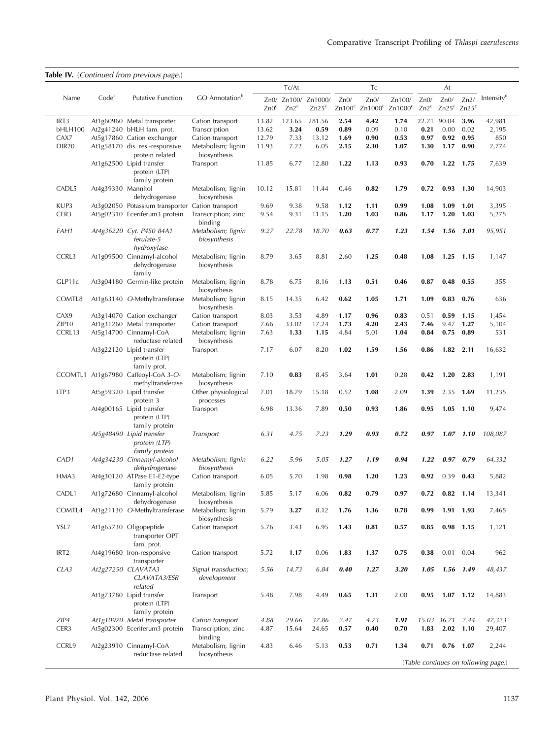**Table IV.** (*Continued from previous page.*)

| Name | Code[a] | Putative Function | GO Annotation[b] | Tc/At | | | Tc | | | At | | | Intensity[d] |
|---|---|---|---|---|---|---|---|---|---|---|---|---|---|
| | | | | Zn0/ Zn0[c] | Zn100/ Zn2[c] | Zn1000/ Zn25[c] | Zn0/ Zn100[c] | Zn0/ Zn1000[c] | Zn100/ Zn1000[c] | Zn0/ Zn2[c] | Zn0/ Zn25[c] | Zn2/ Zn25[c] | |
| IRT3 | At1g60960 | Metal transporter | Cation transport | 13.82 | 123.65 | 281.56 | **2.54** | **4.42** | **1.74** | 22.71 | 90.04 | **3.96** | 42,981 |
| bHLH100 | At2g41240 | bHLH fam. prot. | Transcription | 13.62 | **3.24** | **0.59** | **0.89** | 0.09 | 0.10 | **0.21** | 0.00 | 0.02 | 2,195 |
| CAX7 | At5g17860 | Cation exchanger | Cation transport | 12.79 | 7.33 | 13.12 | **1.69** | **0.90** | **0.53** | **0.97** | **0.92** | **0.95** | 850 |
| DIR20 | At1g58170 | dis. res.-responsive protein related | Metabolism; lignin biosynthesis | 11.93 | 7.22 | 6.05 | **2.15** | **2.30** | **1.07** | **1.30** | **1.17** | **0.90** | 2,774 |
| | At1g62500 | Lipid transfer protein (LTP) family protein | Transport | 11.85 | 6.77 | 12.80 | **1.22** | **1.13** | **0.93** | **0.70** | **1.22** | **1.75** | 7,639 |
| CADL5 | At4g39330 | Mannitol dehydrogenase | Metabolism; lignin biosynthesis | 10.12 | 15.81 | 11.44 | 0.46 | **0.82** | **1.79** | **0.72** | **0.93** | **1.30** | 14,903 |
| KUP3 | At3g02050 | Potassium transporter | Cation transport | 9.69 | 9.38 | 9.58 | **1.12** | **1.11** | **0.99** | **1.08** | **1.09** | **1.01** | 3,395 |
| CER3 | At5g02310 | Eceriferum3 protein | Transcription; zinc binding | 9.54 | 9.31 | 11.15 | **1.20** | **1.03** | **0.86** | **1.17** | **1.20** | **1.03** | 5,275 |
| *FAH1* | *At4g36220* | *Cyt. P450 84A1 ferulate-5 hydroxylase* | *Metabolism; lignin biosynthesis* | *9.27* | *22.78* | *18.70* | ***0.63*** | ***0.77*** | ***1.23*** | ***1.54*** | ***1.56*** | ***1.01*** | *95,951* |
| CCRL3 | At1g09500 | Cinnamyl-alcohol dehydrogenase family | Metabolism; lignin biosynthesis | 8.79 | 3.65 | 8.81 | 2.60 | **1.25** | 0.48 | **1.08** | **1.25** | **1.15** | 1,147 |
| GLP11c | At3g04180 | Germin-like protein | Metabolism; lignin biosynthesis | 8.78 | 6.75 | 8.16 | **1.13** | **0.51** | **0.46** | **0.87** | **0.48** | **0.55** | 355 |
| COMTL8 | At1g63140 | *O*-Methyltransferase | Metabolism; lignin biosynthesis | 8.15 | 14.35 | 6.42 | **0.62** | **1.05** | **1.71** | **1.09** | **0.83** | **0.76** | 636 |
| CAX9 | At3g14070 | Cation exchanger | Cation transport | 8.03 | 3.53 | 4.89 | **1.17** | **0.96** | **0.83** | 0.51 | **0.59** | **1.15** | 1,454 |
| ZIP10 | At1g31260 | Metal transporter | Cation transport | 7.66 | 33.02 | 17.24 | **1.73** | **4.20** | **2.43** | **7.46** | 9.47 | **1.27** | 5,104 |
| CCRL13 | At5g14700 | Cinnamoyl-CoA reductase related | Metabolism; lignin biosynthesis | 7.63 | **1.33** | **1.15** | 4.84 | 5.01 | **1.04** | **0.84** | **0.75** | **0.89** | 531 |
| | At3g22120 | Lipid transfer protein (LTP) family prot. | Transport | 7.17 | 6.07 | 8.20 | **1.02** | **1.59** | **1.56** | **0.86** | **1.82** | **2.11** | 16,632 |
| CCOMTL1 | At1g67980 | Caffeoyl-CoA 3-*O*-methyltransferase | Metabolism; lignin biosynthesis | 7.10 | **0.83** | 8.45 | 3.64 | **1.01** | 0.28 | **0.42** | **1.20** | **2.83** | 1,191 |
| LTP3 | At5g59320 | Lipid transfer protein 3 | Other physiological processes | 7.01 | 18.79 | 15.18 | 0.52 | **1.08** | 2.09 | **1.39** | 2.35 | **1.69** | 11,235 |
| | At4g00165 | Lipid transfer protein (LTP) family protein | Transport | 6.98 | 13.36 | 7.89 | **0.50** | **0.93** | **1.86** | **0.95** | **1.05** | **1.10** | 9,474 |
| | *At5g48490* | *Lipid transfer protein (LTP) family protein* | *Transport* | *6.31* | *4.75* | *7.23* | ***1.29*** | ***0.93*** | ***0.72*** | ***0.97*** | ***1.07*** | ***1.10*** | *108,087* |
| *CAD1* | *At4g34230* | *Cinnamyl-alcohol dehydrogenase* | *Metabolism; lignin biosynthesis* | *6.22* | *5.96* | *5.05* | ***1.27*** | ***1.19*** | ***0.94*** | ***1.22*** | ***0.97*** | ***0.79*** | *64,332* |
| HMA3 | At4g30120 | ATPase E1-E2-type family protein | Cation transport | 6.05 | 5.70 | 1.98 | **0.98** | **1.20** | **1.23** | **0.92** | 0.39 | **0.43** | 5,882 |
| CADL1 | At1g72680 | Cinnamyl-alcohol dehydrogenase | Metabolism; lignin biosynthesis | 5.85 | 5.17 | 6.06 | **0.82** | **0.79** | **0.97** | **0.72** | **0.82** | **1.14** | 13,341 |
| COMTL4 | At1g21130 | *O*-Methyltransferase | Metabolism; lignin biosynthesis | 5.79 | **3.27** | 8.12 | **1.76** | **1.36** | **0.78** | **0.99** | **1.91** | **1.93** | 7,465 |
| YSL7 | At1g65730 | Oligopeptide transporter OPT fam. prot. | Cation transport | 5.76 | 3.43 | 6.95 | **1.43** | **0.81** | **0.57** | **0.85** | **0.98** | **1.15** | 1,121 |
| IRT2 | At4g19680 | Iron-responsive transporter | Cation transport | 5.72 | **1.17** | 0.06 | **1.83** | **1.37** | **0.75** | **0.38** | 0.01 | 0.04 | 962 |
| *CLA3* | *At2g27250* | *CLAVATA3 CLAVATA3/ESR related* | *Signal transduction; development* | *5.56* | *14.73* | *6.84* | ***0.40*** | ***1.27*** | ***3.20*** | ***1.05*** | ***1.56*** | ***1.49*** | *48,437* |
| | At1g73780 | Lipid transfer protein (LTP) family protein | Transport | 5.48 | 7.98 | 4.49 | **0.65** | **1.31** | 2.00 | **0.95** | **1.07** | **1.12** | 14,883 |
| *ZIP4* | *At1g10970* | *Metal transporter* | *Cation transport* | *4.88* | *29.66* | *37.86* | *2.47* | *4.73* | ***1.91*** | *15.03* | *36.71* | *2.44* | *47,323* |
| CER3 | At5g02300 | Eceriferum3 protein | Transcription; zinc binding | 4.87 | 15.64 | 24.65 | **0.57** | **0.40** | **0.70** | **1.83** | **2.02** | **1.10** | 29,407 |
| CCRL9 | At2g23910 | Cinnamyl-CoA reductase related | Metabolism; lignin biosynthesis | 4.83 | 6.46 | 5.13 | **0.53** | **0.71** | **1.34** | **0.71** | **0.76** | **1.07** | 2,244 |

(*Table continues on following page.*)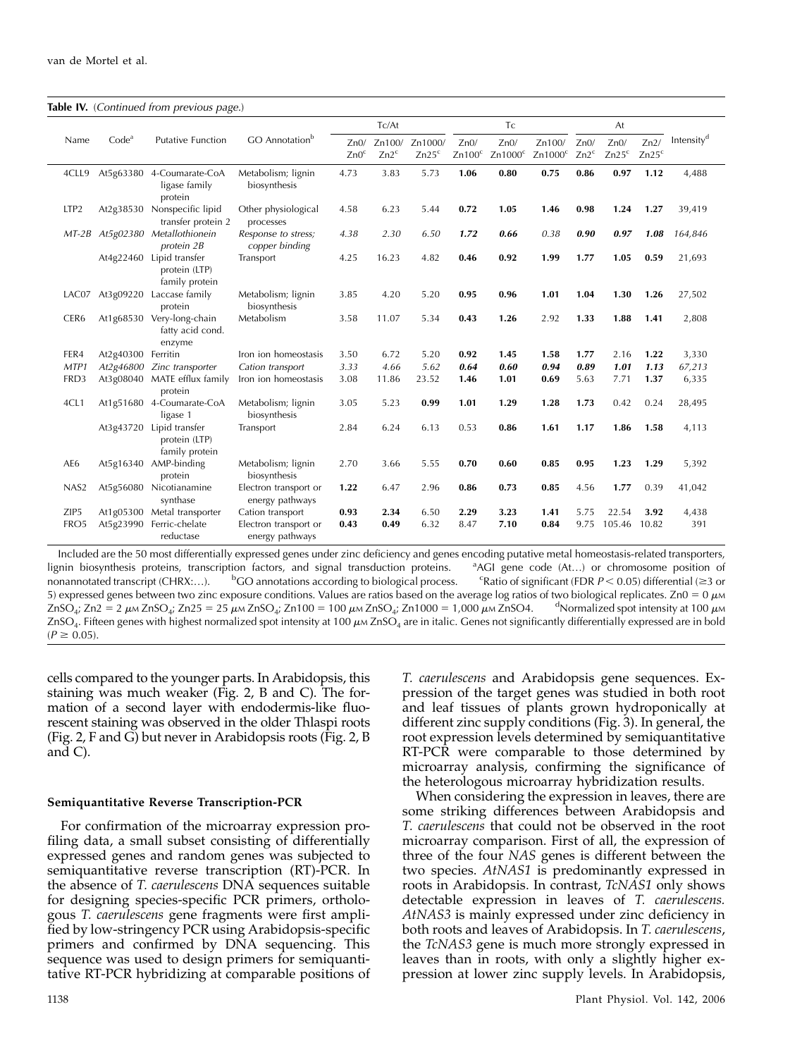**Table IV.** (*Continued from previous page.*)

| Name | Code[a] | Putative Function | GO Annotation[b] | Tc/At | | | Tc | | | At | | | Intensity[d] |
|---|---|---|---|---|---|---|---|---|---|---|---|---|---|
| | | | | Zn0/ Zn0[c] | Zn100/ Zn2[c] | Zn1000/ Zn25[c] | Zn0/ Zn100[c] | Zn0/ Zn1000[c] | Zn100/ Zn1000[c] | Zn0/ Zn2[c] | Zn0/ Zn25[c] | Zn2/ Zn25[c] | |
| 4CLL9 | At5g63380 | 4-Coumarate-CoA ligase family protein | Metabolism; lignin biosynthesis | 4.73 | 3.83 | 5.73 | **1.06** | **0.80** | **0.75** | **0.86** | **0.97** | **1.12** | 4,488 |
| LTP2 | At2g38530 | Nonspecific lipid transfer protein 2 | Other physiological processes | 4.58 | 6.23 | 5.44 | **0.72** | **1.05** | **1.46** | **0.98** | **1.24** | **1.27** | 39,419 |
| *MT-2B* | *At5g02380* | *Metallothionein protein 2B* | *Response to stress; copper binding* | *4.38* | *2.30* | *6.50* | ***1.72*** | ***0.66*** | *0.38* | ***0.90*** | ***0.97*** | ***1.08*** | *164,846* |
| | At4g22460 | Lipid transfer protein (LTP) family protein | Transport | 4.25 | 16.23 | 4.82 | **0.46** | **0.92** | **1.99** | **1.77** | **1.05** | **0.59** | 21,693 |
| LAC07 | At3g09220 | Laccase family protein | Metabolism; lignin biosynthesis | 3.85 | 4.20 | 5.20 | **0.95** | **0.96** | **1.01** | **1.04** | **1.30** | **1.26** | 27,502 |
| CER6 | At1g68530 | Very-long-chain fatty acid cond. enzyme | Metabolism | 3.58 | 11.07 | 5.34 | **0.43** | **1.26** | 2.92 | **1.33** | **1.88** | **1.41** | 2,808 |
| FER4 | At2g40300 | Ferritin | Iron ion homeostasis | 3.50 | 6.72 | 5.20 | **0.92** | **1.45** | **1.58** | **1.77** | 2.16 | **1.22** | 3,330 |
| *MTP1* | *At2g46800* | *Zinc transporter* | *Cation transport* | *3.33* | *4.66* | *5.62* | ***0.64*** | ***0.60*** | ***0.94*** | ***0.89*** | ***1.01*** | ***1.13*** | *67,213* |
| FRD3 | At3g08040 | MATE efflux family protein | Iron ion homeostasis | 3.08 | 11.86 | 23.52 | **1.46** | **1.01** | **0.69** | 5.63 | 7.71 | **1.37** | 6,335 |
| 4CL1 | At1g51680 | 4-Coumarate-CoA ligase 1 | Metabolism; lignin biosynthesis | 3.05 | 5.23 | **0.99** | **1.01** | **1.29** | **1.28** | **1.73** | 0.42 | 0.24 | 28,495 |
| | At3g43720 | Lipid transfer protein (LTP) family protein | Transport | 2.84 | 6.24 | 6.13 | 0.53 | **0.86** | **1.61** | **1.17** | **1.86** | **1.58** | 4,113 |
| AE6 | At5g16340 | AMP-binding protein | Metabolism; lignin biosynthesis | 2.70 | 3.66 | 5.55 | **0.70** | **0.60** | **0.85** | **0.95** | **1.23** | **1.29** | 5,392 |
| NAS2 | At5g56080 | Nicotianamine synthase | Electron transport or energy pathways | **1.22** | 6.47 | 2.96 | **0.86** | **0.73** | **0.85** | 4.56 | **1.77** | 0.39 | 41,042 |
| ZIP5 | At1g05300 | Metal transporter | Cation transport | **0.93** | **2.34** | 6.50 | **2.29** | **3.23** | **1.41** | 5.75 | 22.54 | **3.92** | 4,438 |
| FRO5 | At5g23990 | Ferric-chelate reductase | Electron transport or energy pathways | **0.43** | **0.49** | 6.32 | 8.47 | **7.10** | **0.84** | 9.75 | 105.46 | 10.82 | 391 |

Included are the 50 most differentially expressed genes under zinc deficiency and genes encoding putative metal homeostasis-related transporters, lignin biosynthesis proteins, transcription factors, and signal transduction proteins. [a]AGI gene code (At…) or chromosome position of nonannotated transcript (CHRX:…). [b]GO annotations according to biological process. [c]Ratio of significant (FDR $P < 0.05$) differential (≥3 or 5) expressed genes between two zinc exposure conditions. Values are ratios based on the average log ratios of two biological replicates. Zn0 = 0 μM $ZnSO_4$; Zn2 = 2 μM $ZnSO_4$; Zn25 = 25 μM $ZnSO_4$; Zn100 = 100 μM $ZnSO_4$; Zn1000 = 1,000 μM $ZnSO_4$. [d]Normalized spot intensity at 100 μM $ZnSO_4$. Fifteen genes with highest normalized spot intensity at 100 μM $ZnSO_4$ are in italic. Genes not significantly differentially expressed are in bold ($P \geq 0.05$).

cells compared to the younger parts. In Arabidopsis, this staining was much weaker (Fig. 2, B and C). The formation of a second layer with endodermis-like fluorescent staining was observed in the older Thlaspi roots (Fig. 2, F and G) but never in Arabidopsis roots (Fig. 2, B and C).

#### Semiquantitative Reverse Transcription-PCR

For confirmation of the microarray expression profiling data, a small subset consisting of differentially expressed genes and random genes was subjected to semiquantitative reverse transcription (RT)-PCR. In the absence of *T. caerulescens* DNA sequences suitable for designing species-specific PCR primers, orthologous *T. caerulescens* gene fragments were first amplified by low-stringency PCR using Arabidopsis-specific primers and confirmed by DNA sequencing. This sequence was used to design primers for semiquantitative RT-PCR hybridizing at comparable positions of *T. caerulescens* and Arabidopsis gene sequences. Expression of the target genes was studied in both root and leaf tissues of plants grown hydroponically at different zinc supply conditions (Fig. 3). In general, the root expression levels determined by semiquantitative RT-PCR were comparable to those determined by microarray analysis, confirming the significance of the heterologous microarray hybridization results.

When considering the expression in leaves, there are some striking differences between Arabidopsis and *T. caerulescens* that could not be observed in the root microarray comparison. First of all, the expression of three of the four *NAS* genes is different between the two species. *AtNAS1* is predominantly expressed in roots in Arabidopsis. In contrast, *TcNAS1* only shows detectable expression in leaves of *T. caerulescens. AtNAS3* is mainly expressed under zinc deficiency in both roots and leaves of Arabidopsis. In *T. caerulescens*, the *TcNAS3* gene is much more strongly expressed in leaves than in roots, with only a slightly higher expression at lower zinc supply levels. In Arabidopsis,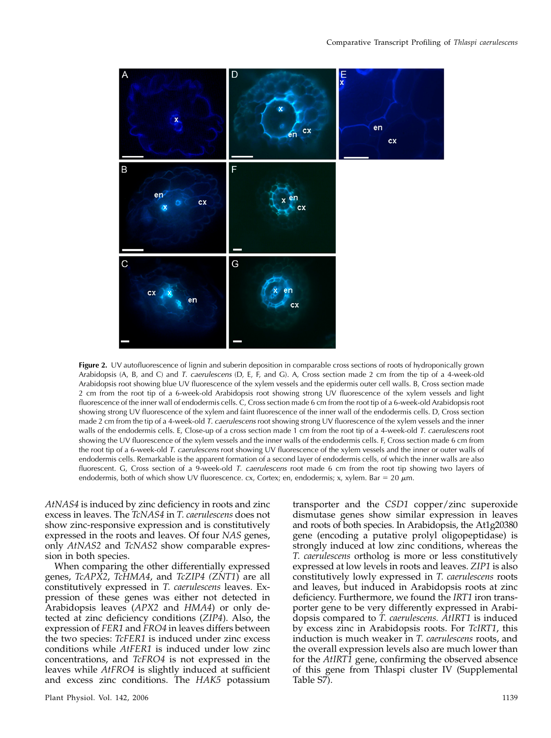**Figure 2.** UV autofluorescence of lignin and suberin deposition in comparable cross sections of roots of hydroponically grown Arabidopsis (A, B, and C) and *T. caerulescens* (D, E, F, and G). A, Cross section made 2 cm from the tip of a 4-week-old Arabidopsis root showing blue UV fluorescence of the xylem vessels and the epidermis outer cell walls. B, Cross section made 2 cm from the root tip of a 6-week-old Arabidopsis root showing strong UV fluorescence of the xylem vessels and light fluorescence of the inner wall of endodermis cells. C, Cross section made 6 cm from the root tip of a 6-week-old Arabidopsis root showing strong UV fluorescence of the xylem and faint fluorescence of the inner wall of the endodermis cells. D, Cross section made 2 cm from the tip of a 4-week-old *T. caerulescens* root showing strong UV fluorescence of the xylem vessels and the inner walls of the endodermis cells. E, Close-up of a cross section made 1 cm from the root tip of a 4-week-old *T. caerulescens* root showing the UV fluorescence of the xylem vessels and the inner walls of the endodermis cells. F, Cross section made 6 cm from the root tip of a 6-week-old *T. caerulescens* root showing UV fluorescence of the xylem vessels and the inner or outer walls of endodermis cells. Remarkable is the apparent formation of a second layer of endodermis cells, of which the inner walls are also fluorescent. G, Cross section of a 9-week-old *T. caerulescens* root made 6 cm from the root tip showing two layers of endodermis, both of which show UV fluorescence. cx, Cortex; en, endodermis; x, xylem. Bar = 20 $\mu$m.

*AtNAS4* is induced by zinc deficiency in roots and zinc excess in leaves. The *TcNAS4* in *T. caerulescens* does not show zinc-responsive expression and is constitutively expressed in the roots and leaves. Of four *NAS* genes, only *AtNAS2* and *TcNAS2* show comparable expression in both species.

When comparing the other differentially expressed genes, *TcAPX2*, *TcHMA4*, and *TcZIP4* (*ZNT1*) are all constitutively expressed in *T. caerulescens* leaves. Expression of these genes was either not detected in Arabidopsis leaves (*APX2* and *HMA4*) or only detected at zinc deficiency conditions (*ZIP4*). Also, the expression of *FER1* and *FRO4* in leaves differs between the two species: *TcFER1* is induced under zinc excess conditions while *AtFER1* is induced under low zinc concentrations, and *TcFRO4* is not expressed in the leaves while *AtFRO4* is slightly induced at sufficient and excess zinc conditions. The *HAK5* potassium transporter and the *CSD1* copper/zinc superoxide dismutase genes show similar expression in leaves and roots of both species. In Arabidopsis, the At1g20380 gene (encoding a putative prolyl oligopeptidase) is strongly induced at low zinc conditions, whereas the *T. caerulescens* ortholog is more or less constitutively expressed at low levels in roots and leaves. *ZIP1* is also constitutively lowly expressed in *T. caerulescens* roots and leaves, but induced in Arabidopsis roots at zinc deficiency. Furthermore, we found the *IRT1* iron transporter gene to be very differently expressed in Arabidopsis compared to *T. caerulescens*. *AtIRT1* is induced by excess zinc in Arabidopsis roots. For *TcIRT1*, this induction is much weaker in *T. caerulescens* roots, and the overall expression levels also are much lower than for the *AtIRT1* gene, confirming the observed absence of this gene from Thlaspi cluster IV (Supplemental Table S7).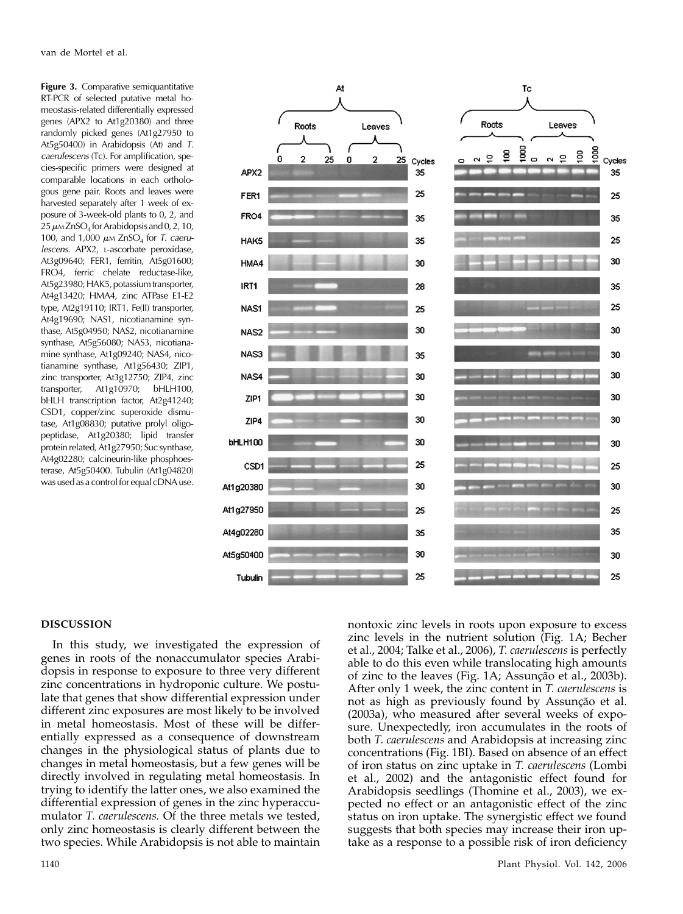**Figure 3.** Comparative semiquantitative RT-PCR of selected putative metal homeostasis-related differentially expressed genes (APX2 to At1g20380) and three randomly picked genes (At1g27950 to At5g50400) in Arabidopsis (At) and *T. caerulescens* (Tc). For amplification, species-specific primers were designed at comparable locations in each orthologous gene pair. Roots and leaves were harvested separately after 1 week of exposure of 3-week-old plants to 0, 2, and 25 $\mu$M $ZnSO_4$ for Arabidopsis and 0, 2, 10, 100, and 1,000 $\mu$M $ZnSO_4$ for *T. caerulescens*. APX2, L-ascorbate peroxidase, At3g09640; FER1, ferritin, At5g01600; FRO4, ferric chelate reductase-like, At5g23980; HAK5, potassium transporter, At4g13420; HMA4, zinc ATPase E1-E2 type, At2g19110; IRT1, Fe(II) transporter, At4g19690; NAS1, nicotianamine synthase, At5g04950; NAS2, nicotianamine synthase, At5g56080; NAS3, nicotianamine synthase, At1g09240; NAS4, nicotianamine synthase, At1g56430; ZIP1, zinc transporter, At3g12750; ZIP4, zinc transporter, At1g10970; bHLH100, bHLH transcription factor, At2g41240; CSD1, copper/zinc superoxide dismutase, At1g08830; putative prolyl oligopeptidase, At1g20380; lipid transfer protein related, At1g27950; Suc synthase, At4g02280; calcineurin-like phosphoesterase, At5g50400. Tubulin (At1g04820) was used as a control for equal cDNA use.

At
Roots Leaves
0 2 25 0 2 25 Cycles

Tc
Roots Leaves
0 2 10 100 1000 0 2 10 100 1000 Cycles

APX2 35 35
FER1 25 25
FRO4 35 35
HAK5 35 25
HMA4 30 30
IRT1 28 35
NAS1 25 25
NAS2 30 30
NAS3 35 30
NAS4 30 30
ZIP1 30 30
ZIP4 30 30
bHLH100 30 30
CSD1 25 25
At1g20380 30 30
At1g27950 25 25
At4g02280 35 35
At5g50400 30 30
Tubulin 25 25

## DISCUSSION

In this study, we investigated the expression of genes in roots of the nonaccumulator species Arabidopsis in response to exposure to three very different zinc concentrations in hydroponic culture. We postulate that genes that show differential expression under different zinc exposures are most likely to be involved in metal homeostasis. Most of these will be differentially expressed as a consequence of downstream changes in the physiological status of plants due to changes in metal homeostasis, but a few genes will be directly involved in regulating metal homeostasis. In trying to identify the latter ones, we also examined the differential expression of genes in the zinc hyperaccumulator *T. caerulescens.* Of the three metals we tested, only zinc homeostasis is clearly different between the two species. While Arabidopsis is not able to maintain nontoxic zinc levels in roots upon exposure to excess zinc levels in the nutrient solution (Fig. 1A; Becher et al., 2004; Talke et al., 2006), *T. caerulescens* is perfectly able to do this even while translocating high amounts of zinc to the leaves (Fig. 1A; Assunção et al., 2003b). After only 1 week, the zinc content in *T. caerulescens* is not as high as previously found by Assunção et al. (2003a), who measured after several weeks of exposure. Unexpectedly, iron accumulates in the roots of both *T. caerulescens* and Arabidopsis at increasing zinc concentrations (Fig. 1BI). Based on absence of an effect of iron status on zinc uptake in *T. caerulescens* (Lombi et al., 2002) and the antagonistic effect found for Arabidopsis seedlings (Thomine et al., 2003), we expected no effect or an antagonistic effect of the zinc status on iron uptake. The synergistic effect we found suggests that both species may increase their iron uptake as a response to a possible risk of iron deficiency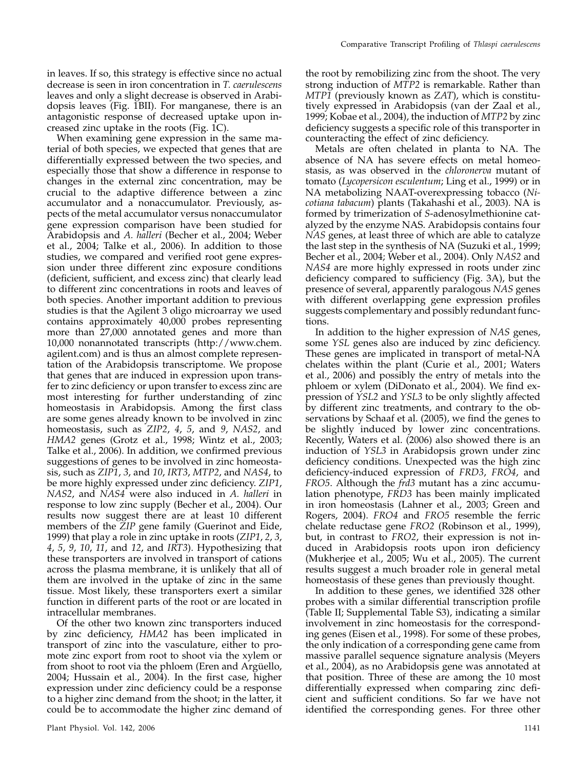in leaves. If so, this strategy is effective since no actual decrease is seen in iron concentration in *T. caerulescens* leaves and only a slight decrease is observed in Arabidopsis leaves (Fig. 1BII). For manganese, there is an antagonistic response of decreased uptake upon increased zinc uptake in the roots (Fig. 1C).

When examining gene expression in the same material of both species, we expected that genes that are differentially expressed between the two species, and especially those that show a difference in response to changes in the external zinc concentration, may be crucial to the adaptive difference between a zinc accumulator and a nonaccumulator. Previously, aspects of the metal accumulator versus nonaccumulator gene expression comparison have been studied for Arabidopsis and *A. halleri* (Becher et al., 2004; Weber et al., 2004; Talke et al., 2006). In addition to those studies, we compared and verified root gene expression under three different zinc exposure conditions (deficient, sufficient, and excess zinc) that clearly lead to different zinc concentrations in roots and leaves of both species. Another important addition to previous studies is that the Agilent 3 oligo microarray we used contains approximately 40,000 probes representing more than 27,000 annotated genes and more than 10,000 nonannotated transcripts (http://www.chem.agilent.com) and is thus an almost complete representation of the Arabidopsis transcriptome. We propose that genes that are induced in expression upon transfer to zinc deficiency or upon transfer to excess zinc are most interesting for further understanding of zinc homeostasis in Arabidopsis. Among the first class are some genes already known to be involved in zinc homeostasis, such as *ZIP2*, *4*, *5*, and *9*, *NAS2*, and *HMA2* genes (Grotz et al., 1998; Wintz et al., 2003; Talke et al., 2006). In addition, we confirmed previous suggestions of genes to be involved in zinc homeostasis, such as *ZIP1*, *3*, and *10*, *IRT3*, *MTP2*, and *NAS4*, to be more highly expressed under zinc deficiency. *ZIP1*, *NAS2*, and *NAS4* were also induced in *A. halleri* in response to low zinc supply (Becher et al., 2004). Our results now suggest there are at least 10 different members of the *ZIP* gene family (Guerinot and Eide, 1999) that play a role in zinc uptake in roots (*ZIP1*, *2*, *3*, *4*, *5*, *9*, *10*, *11*, and *12*, and *IRT3*). Hypothesizing that these transporters are involved in transport of cations across the plasma membrane, it is unlikely that all of them are involved in the uptake of zinc in the same tissue. Most likely, these transporters exert a similar function in different parts of the root or are located in intracellular membranes.

Of the other two known zinc transporters induced by zinc deficiency, *HMA2* has been implicated in transport of zinc into the vasculature, either to promote zinc export from root to shoot via the xylem or from shoot to root via the phloem (Eren and Argüello, 2004; Hussain et al., 2004). In the first case, higher expression under zinc deficiency could be a response to a higher zinc demand from the shoot; in the latter, it could be to accommodate the higher zinc demand of the root by remobilizing zinc from the shoot. The very strong induction of *MTP2* is remarkable. Rather than *MTP1* (previously known as *ZAT*), which is constitutively expressed in Arabidopsis (van der Zaal et al., 1999; Kobae et al., 2004), the induction of *MTP2* by zinc deficiency suggests a specific role of this transporter in counteracting the effect of zinc deficiency.

Metals are often chelated in planta to NA. The absence of NA has severe effects on metal homeostasis, as was observed in the *chloronerva* mutant of tomato (*Lycopersicon esculentum*; Ling et al., 1999) or in NA metabolizing NAAT-overexpressing tobacco (*Nicotiana tabacum*) plants (Takahashi et al., 2003). NA is formed by trimerization of *S*-adenosylmethionine catalyzed by the enzyme NAS. Arabidopsis contains four *NAS* genes, at least three of which are able to catalyze the last step in the synthesis of NA (Suzuki et al., 1999; Becher et al., 2004; Weber et al., 2004). Only *NAS2* and *NAS4* are more highly expressed in roots under zinc deficiency compared to sufficiency (Fig. 3A), but the presence of several, apparently paralogous *NAS* genes with different overlapping gene expression profiles suggests complementary and possibly redundant functions.

In addition to the higher expression of *NAS* genes, some *YSL* genes also are induced by zinc deficiency. These genes are implicated in transport of metal-NA chelates within the plant (Curie et al., 2001; Waters et al., 2006) and possibly the entry of metals into the phloem or xylem (DiDonato et al., 2004). We find expression of *YSL2* and *YSL3* to be only slightly affected by different zinc treatments, and contrary to the observations by Schaaf et al. (2005), we find the genes to be slightly induced by lower zinc concentrations. Recently, Waters et al. (2006) also showed there is an induction of *YSL3* in Arabidopsis grown under zinc deficiency conditions. Unexpected was the high zinc deficiency-induced expression of *FRD3*, *FRO4*, and *FRO5*. Although the *frd3* mutant has a zinc accumulation phenotype, *FRD3* has been mainly implicated in iron homeostasis (Lahner et al., 2003; Green and Rogers, 2004). *FRO4* and *FRO5* resemble the ferric chelate reductase gene *FRO2* (Robinson et al., 1999), but, in contrast to *FRO2*, their expression is not induced in Arabidopsis roots upon iron deficiency (Mukherjee et al., 2005; Wu et al., 2005). The current results suggest a much broader role in general metal homeostasis of these genes than previously thought.

In addition to these genes, we identified 328 other probes with a similar differential transcription profile (Table II; Supplemental Table S3), indicating a similar involvement in zinc homeostasis for the corresponding genes (Eisen et al., 1998). For some of these probes, the only indication of a corresponding gene came from massive parallel sequence signature analysis (Meyers et al., 2004), as no Arabidopsis gene was annotated at that position. Three of these are among the 10 most differentially expressed when comparing zinc deficient and sufficient conditions. So far we have not identified the corresponding genes. For three other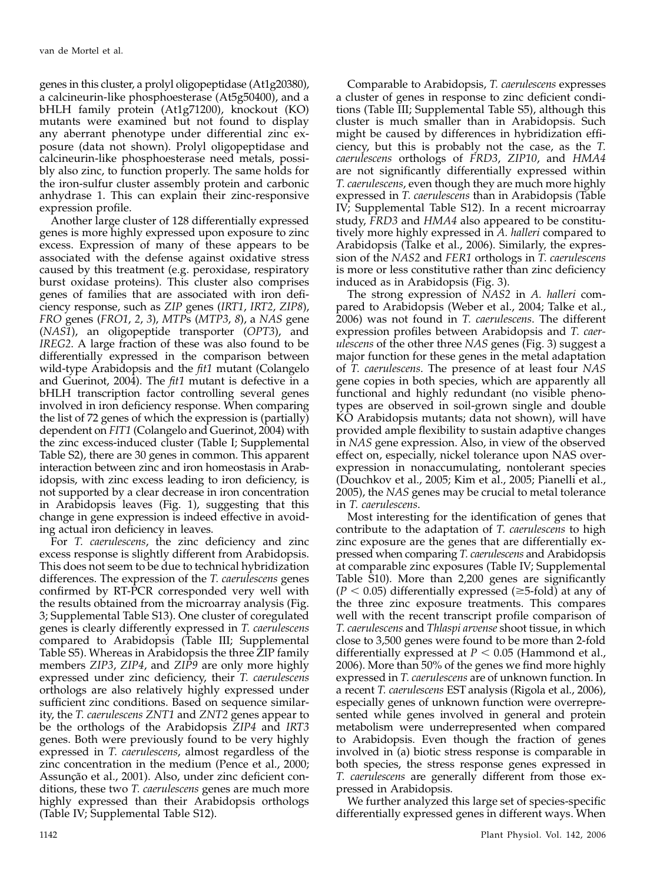genes in this cluster, a prolyl oligopeptidase (At1g20380), a calcineurin-like phosphoesterase (At5g50400), and a bHLH family protein (At1g71200), knockout (KO) mutants were examined but not found to display any aberrant phenotype under differential zinc exposure (data not shown). Prolyl oligopeptidase and calcineurin-like phosphoesterase need metals, possibly also zinc, to function properly. The same holds for the iron-sulfur cluster assembly protein and carbonic anhydrase 1. This can explain their zinc-responsive expression profile.

Another large cluster of 128 differentially expressed genes is more highly expressed upon exposure to zinc excess. Expression of many of these appears to be associated with the defense against oxidative stress caused by this treatment (e.g. peroxidase, respiratory burst oxidase proteins). This cluster also comprises genes of families that are associated with iron deficiency response, such as *ZIP* genes (*IRT1*, *IRT2*, *ZIP8*), *FRO* genes (*FRO1*, *2*, *3*), *MTP*s (*MTP3*, *8*), a *NAS* gene (*NAS1*), an oligopeptide transporter (*OPT3*), and *IREG2*. A large fraction of these was also found to be differentially expressed in the comparison between wild-type Arabidopsis and the *fit1* mutant (Colangelo and Guerinot, 2004). The *fit1* mutant is defective in a bHLH transcription factor controlling several genes involved in iron deficiency response. When comparing the list of 72 genes of which the expression is (partially) dependent on *FIT1* (Colangelo and Guerinot, 2004) with the zinc excess-induced cluster (Table I; Supplemental Table S2), there are 30 genes in common. This apparent interaction between zinc and iron homeostasis in Arabidopsis, with zinc excess leading to iron deficiency, is not supported by a clear decrease in iron concentration in Arabidopsis leaves (Fig. 1), suggesting that this change in gene expression is indeed effective in avoiding actual iron deficiency in leaves.

For *T. caerulescens*, the zinc deficiency and zinc excess response is slightly different from Arabidopsis. This does not seem to be due to technical hybridization differences. The expression of the *T. caerulescens* genes confirmed by RT-PCR corresponded very well with the results obtained from the microarray analysis (Fig. 3; Supplemental Table S13). One cluster of coregulated genes is clearly differently expressed in *T. caerulescens* compared to Arabidopsis (Table III; Supplemental Table S5). Whereas in Arabidopsis the three ZIP family members *ZIP3*, *ZIP4*, and *ZIP9* are only more highly expressed under zinc deficiency, their *T. caerulescens* orthologs are also relatively highly expressed under sufficient zinc conditions. Based on sequence similarity, the *T. caerulescens ZNT1* and *ZNT2* genes appear to be the orthologs of the Arabidopsis *ZIP4* and *IRT3* genes. Both were previously found to be very highly expressed in *T. caerulescens*, almost regardless of the zinc concentration in the medium (Pence et al., 2000; Assunção et al., 2001). Also, under zinc deficient conditions, these two *T. caerulescens* genes are much more highly expressed than their Arabidopsis orthologs (Table IV; Supplemental Table S12).

Comparable to Arabidopsis, *T. caerulescens* expresses a cluster of genes in response to zinc deficient conditions (Table III; Supplemental Table S5), although this cluster is much smaller than in Arabidopsis. Such might be caused by differences in hybridization efficiency, but this is probably not the case, as the *T. caerulescens* orthologs of *FRD3*, *ZIP10*, and *HMA4* are not significantly differentially expressed within *T. caerulescens*, even though they are much more highly expressed in *T. caerulescens* than in Arabidopsis (Table IV; Supplemental Table S12). In a recent microarray study, *FRD3* and *HMA4* also appeared to be constitutively more highly expressed in *A. halleri* compared to Arabidopsis (Talke et al., 2006). Similarly, the expression of the *NAS2* and *FER1* orthologs in *T. caerulescens* is more or less constitutive rather than zinc deficiency induced as in Arabidopsis (Fig. 3).

The strong expression of *NAS2* in *A. halleri* compared to Arabidopsis (Weber et al., 2004; Talke et al., 2006) was not found in *T. caerulescens*. The different expression profiles between Arabidopsis and *T. caerulescens* of the other three *NAS* genes (Fig. 3) suggest a major function for these genes in the metal adaptation of *T. caerulescens*. The presence of at least four *NAS* gene copies in both species, which are apparently all functional and highly redundant (no visible phenotypes are observed in soil-grown single and double KO Arabidopsis mutants; data not shown), will have provided ample flexibility to sustain adaptive changes in *NAS* gene expression. Also, in view of the observed effect on, especially, nickel tolerance upon NAS overexpression in nonaccumulating, nontolerant species (Douchkov et al., 2005; Kim et al., 2005; Pianelli et al., 2005), the *NAS* genes may be crucial to metal tolerance in *T. caerulescens*.

Most interesting for the identification of genes that contribute to the adaptation of *T. caerulescens* to high zinc exposure are the genes that are differentially expressed when comparing *T. caerulescens* and Arabidopsis at comparable zinc exposures (Table IV; Supplemental Table S10). More than 2,200 genes are significantly ($P < 0.05$) differentially expressed ($\geq$5-fold) at any of the three zinc exposure treatments. This compares well with the recent transcript profile comparison of *T. caerulescens* and *Thlaspi arvense* shoot tissue, in which close to 3,500 genes were found to be more than 2-fold differentially expressed at $P < 0.05$ (Hammond et al., 2006). More than 50% of the genes we find more highly expressed in *T. caerulescens* are of unknown function. In a recent *T. caerulescens* EST analysis (Rigola et al., 2006), especially genes of unknown function were overrepresented while genes involved in general and protein metabolism were underrepresented when compared to Arabidopsis. Even though the fraction of genes involved in (a) biotic stress response is comparable in both species, the stress response genes expressed in *T. caerulescens* are generally different from those expressed in Arabidopsis.

We further analyzed this large set of species-specific differentially expressed genes in different ways. When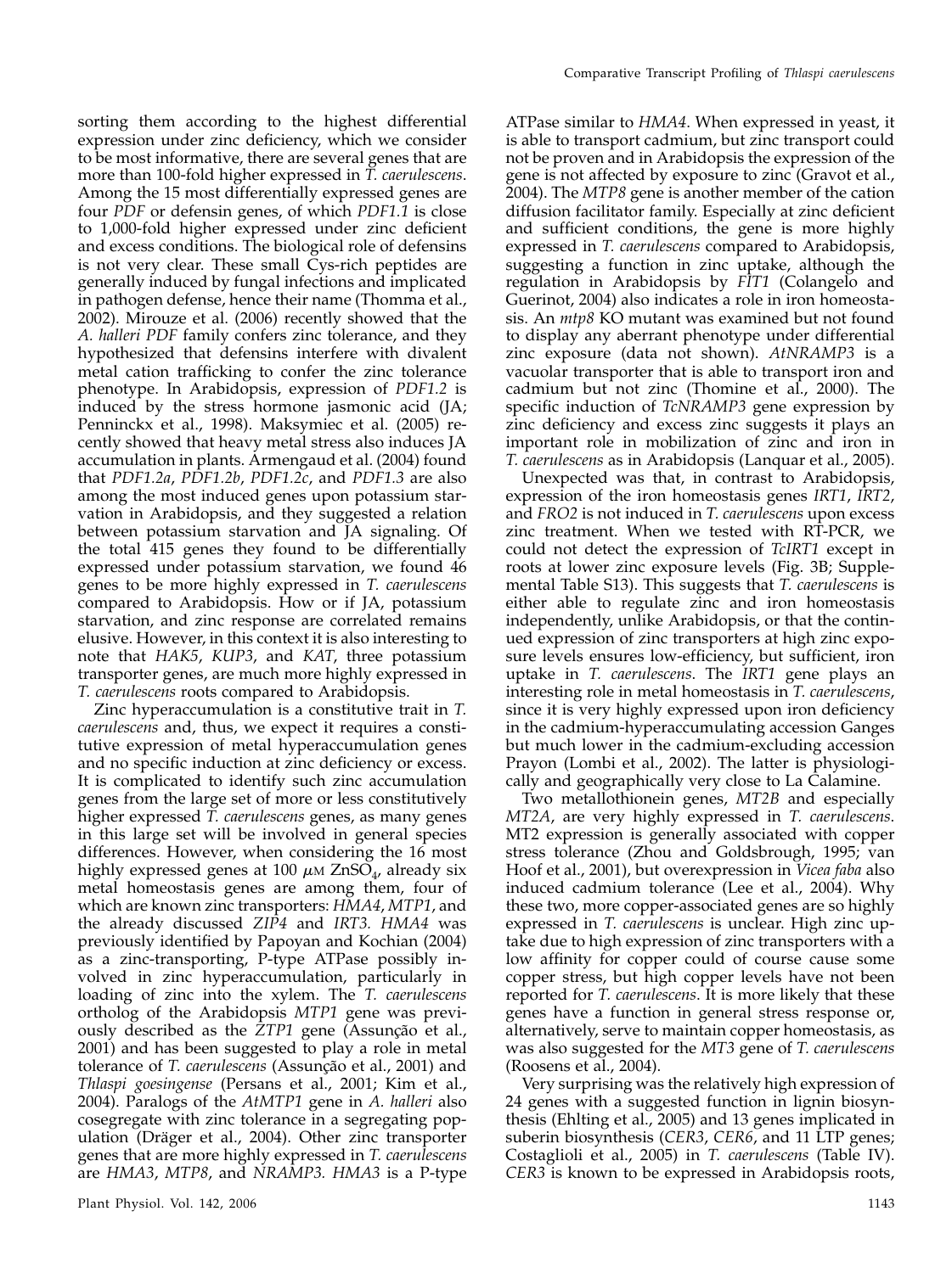sorting them according to the highest differential expression under zinc deficiency, which we consider to be most informative, there are several genes that are more than 100-fold higher expressed in *T. caerulescens*. Among the 15 most differentially expressed genes are four *PDF* or defensin genes, of which *PDF1.1* is close to 1,000-fold higher expressed under zinc deficient and excess conditions. The biological role of defensins is not very clear. These small Cys-rich peptides are generally induced by fungal infections and implicated in pathogen defense, hence their name (Thomma et al., 2002). Mirouze et al. (2006) recently showed that the *A. halleri PDF* family confers zinc tolerance, and they hypothesized that defensins interfere with divalent metal cation trafficking to confer the zinc tolerance phenotype. In Arabidopsis, expression of *PDF1.2* is induced by the stress hormone jasmonic acid (JA; Penninckx et al., 1998). Maksymiec et al. (2005) recently showed that heavy metal stress also induces JA accumulation in plants. Armengaud et al. (2004) found that *PDF1.2a*, *PDF1.2b*, *PDF1.2c*, and *PDF1.3* are also among the most induced genes upon potassium starvation in Arabidopsis, and they suggested a relation between potassium starvation and JA signaling. Of the total 415 genes they found to be differentially expressed under potassium starvation, we found 46 genes to be more highly expressed in *T. caerulescens* compared to Arabidopsis. How or if JA, potassium starvation, and zinc response are correlated remains elusive. However, in this context it is also interesting to note that *HAK5*, *KUP3*, and *KAT*, three potassium transporter genes, are much more highly expressed in *T. caerulescens* roots compared to Arabidopsis.

Zinc hyperaccumulation is a constitutive trait in *T. caerulescens* and, thus, we expect it requires a constitutive expression of metal hyperaccumulation genes and no specific induction at zinc deficiency or excess. It is complicated to identify such zinc accumulation genes from the large set of more or less constitutively higher expressed *T. caerulescens* genes, as many genes in this large set will be involved in general species differences. However, when considering the 16 most highly expressed genes at 100 $\mu$M $ZnSO_4$, already six metal homeostasis genes are among them, four of which are known zinc transporters: *HMA4*, *MTP1*, and the already discussed *ZIP4* and *IRT3*. *HMA4* was previously identified by Papoyan and Kochian (2004) as a zinc-transporting, P-type ATPase possibly involved in zinc hyperaccumulation, particularly in loading of zinc into the xylem. The *T. caerulescens* ortholog of the Arabidopsis *MTP1* gene was previously described as the *ZTP1* gene (Assunção et al., 2001) and has been suggested to play a role in metal tolerance of *T. caerulescens* (Assunção et al., 2001) and *Thlaspi goesingense* (Persans et al., 2001; Kim et al., 2004). Paralogs of the *AtMTP1* gene in *A. halleri* also cosegregate with zinc tolerance in a segregating population (Dräger et al., 2004). Other zinc transporter genes that are more highly expressed in *T. caerulescens* are *HMA3*, *MTP8*, and *NRAMP3*. *HMA3* is a P-type ATPase similar to *HMA4*. When expressed in yeast, it is able to transport cadmium, but zinc transport could not be proven and in Arabidopsis the expression of the gene is not affected by exposure to zinc (Gravot et al., 2004). The *MTP8* gene is another member of the cation diffusion facilitator family. Especially at zinc deficient and sufficient conditions, the gene is more highly expressed in *T. caerulescens* compared to Arabidopsis, suggesting a function in zinc uptake, although the regulation in Arabidopsis by *FIT1* (Colangelo and Guerinot, 2004) also indicates a role in iron homeostasis. An *mtp8* KO mutant was examined but not found to display any aberrant phenotype under differential zinc exposure (data not shown). *AtNRAMP3* is a vacuolar transporter that is able to transport iron and cadmium but not zinc (Thomine et al., 2000). The specific induction of *TcNRAMP3* gene expression by zinc deficiency and excess zinc suggests it plays an important role in mobilization of zinc and iron in *T. caerulescens* as in Arabidopsis (Lanquar et al., 2005).

Unexpected was that, in contrast to Arabidopsis, expression of the iron homeostasis genes *IRT1*, *IRT2*, and *FRO2* is not induced in *T. caerulescens* upon excess zinc treatment. When we tested with RT-PCR, we could not detect the expression of *TcIRT1* except in roots at lower zinc exposure levels (Fig. 3B; Supplemental Table S13). This suggests that *T. caerulescens* is either able to regulate zinc and iron homeostasis independently, unlike Arabidopsis, or that the continued expression of zinc transporters at high zinc exposure levels ensures low-efficiency, but sufficient, iron uptake in *T. caerulescens*. The *IRT1* gene plays an interesting role in metal homeostasis in *T. caerulescens*, since it is very highly expressed upon iron deficiency in the cadmium-hyperaccumulating accession Ganges but much lower in the cadmium-excluding accession Prayon (Lombi et al., 2002). The latter is physiologically and geographically very close to La Calamine.

Two metallothionein genes, *MT2B* and especially *MT2A*, are very highly expressed in *T. caerulescens*. MT2 expression is generally associated with copper stress tolerance (Zhou and Goldsbrough, 1995; van Hoof et al., 2001), but overexpression in *Vicea faba* also induced cadmium tolerance (Lee et al., 2004). Why these two, more copper-associated genes are so highly expressed in *T. caerulescens* is unclear. High zinc uptake due to high expression of zinc transporters with a low affinity for copper could of course cause some copper stress, but high copper levels have not been reported for *T. caerulescens*. It is more likely that these genes have a function in general stress response or, alternatively, serve to maintain copper homeostasis, as was also suggested for the *MT3* gene of *T. caerulescens* (Roosens et al., 2004).

Very surprising was the relatively high expression of 24 genes with a suggested function in lignin biosynthesis (Ehlting et al., 2005) and 13 genes implicated in suberin biosynthesis (*CER3*, *CER6*, and 11 LTP genes; Costaglioli et al., 2005) in *T. caerulescens* (Table IV). *CER3* is known to be expressed in Arabidopsis roots,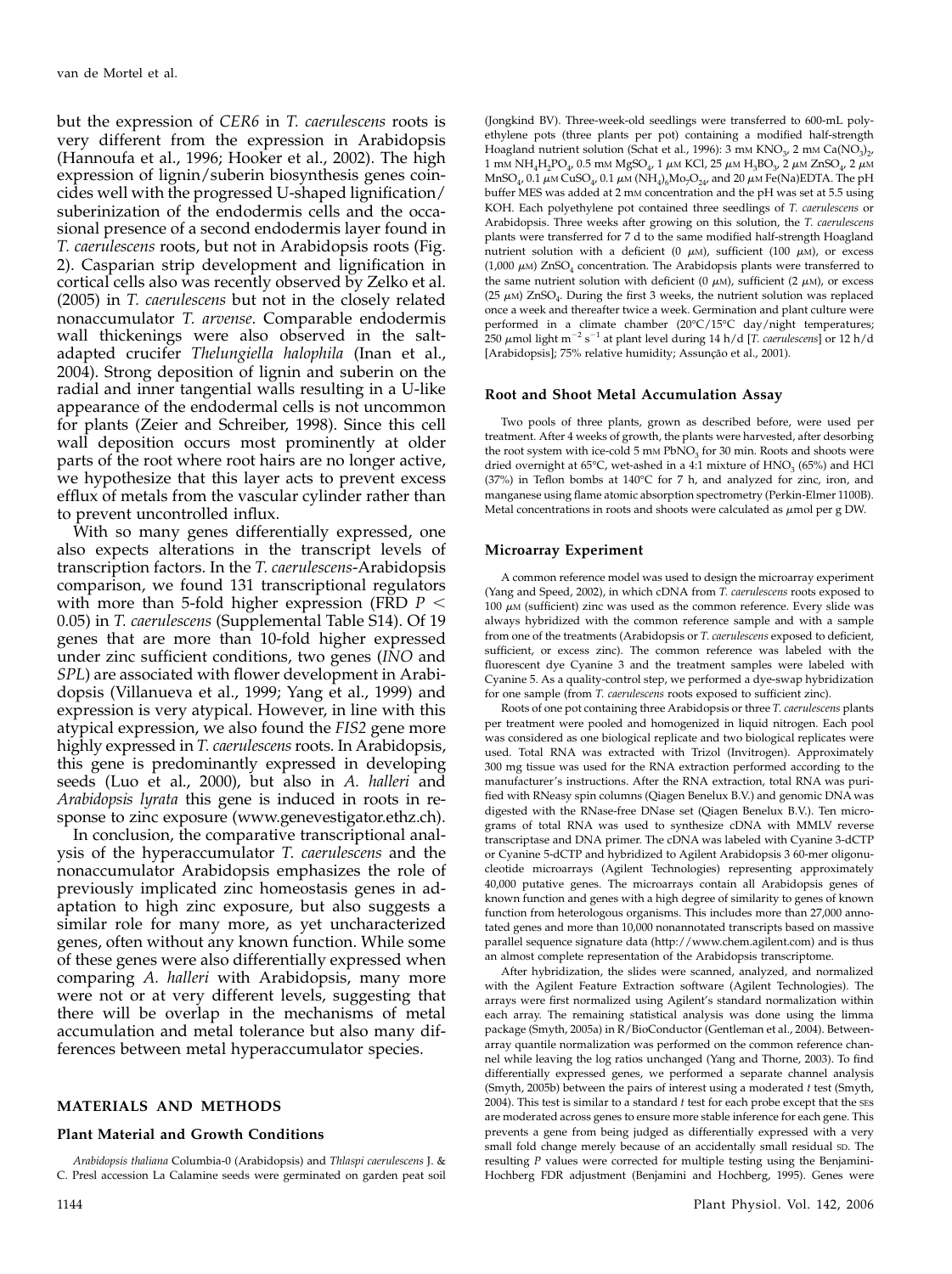but the expression of *CER6* in *T. caerulescens* roots is very different from the expression in Arabidopsis (Hannoufa et al., 1996; Hooker et al., 2002). The high expression of lignin/suberin biosynthesis genes coincides well with the progressed U-shaped lignification/suberinization of the endodermis cells and the occasional presence of a second endodermis layer found in *T. caerulescens* roots, but not in Arabidopsis roots (Fig. 2). Casparian strip development and lignification in cortical cells also was recently observed by Zelko et al. (2005) in *T. caerulescens* but not in the closely related nonaccumulator *T. arvense*. Comparable endodermis wall thickenings were also observed in the salt-adapted crucifer *Thelungiella halophila* (Inan et al., 2004). Strong deposition of lignin and suberin on the radial and inner tangential walls resulting in a U-like appearance of the endodermal cells is not uncommon for plants (Zeier and Schreiber, 1998). Since this cell wall deposition occurs most prominently at older parts of the root where root hairs are no longer active, we hypothesize that this layer acts to prevent excess efflux of metals from the vascular cylinder rather than to prevent uncontrolled influx.

With so many genes differentially expressed, one also expects alterations in the transcript levels of transcription factors. In the *T. caerulescens*-Arabidopsis comparison, we found 131 transcriptional regulators with more than 5-fold higher expression (FRD $P < 0.05$) in *T. caerulescens* (Supplemental Table S14). Of 19 genes that are more than 10-fold higher expressed under zinc sufficient conditions, two genes (*INO* and *SPL*) are associated with flower development in Arabidopsis (Villanueva et al., 1999; Yang et al., 1999) and expression is very atypical. However, in line with this atypical expression, we also found the *FIS2* gene more highly expressed in *T. caerulescens* roots. In Arabidopsis, this gene is predominantly expressed in developing seeds (Luo et al., 2000), but also in *A. halleri* and *Arabidopsis lyrata* this gene is induced in roots in response to zinc exposure (www.genevestigator.ethz.ch).

In conclusion, the comparative transcriptional analysis of the hyperaccumulator *T. caerulescens* and the nonaccumulator Arabidopsis emphasizes the role of previously implicated zinc homeostasis genes in adaptation to high zinc exposure, but also suggests a similar role for many more, as yet uncharacterized genes, often without any known function. While some of these genes were also differentially expressed when comparing *A. halleri* with Arabidopsis, many more were not or at very different levels, suggesting that there will be overlap in the mechanisms of metal accumulation and metal tolerance but also many differences between metal hyperaccumulator species.

## MATERIALS AND METHODS

### Plant Material and Growth Conditions

*Arabidopsis thaliana* Columbia-0 (Arabidopsis) and *Thlaspi caerulescens* J. & C. Presl accession La Calamine seeds were germinated on garden peat soil (Jongkind BV). Three-week-old seedlings were transferred to 600-mL polyethylene pots (three plants per pot) containing a modified half-strength Hoagland nutrient solution (Schat et al., 1996): 3 mM $KNO_3$, 2 mM $Ca(NO_3)_2$, 1 mM $NH_4H_2PO_4$, 0.5 mM $MgSO_4$, 1 $\mu$M KCl, 25 $\mu$M $H_3BO_3$, 2 $\mu$M $ZnSO_4$, 2 $\mu$M $MnSO_4$, 0.1 $\mu$M $CuSO_4$, 0.1 $\mu$M $(NH_4)_6Mo_7O_{24}$, and 20 $\mu$M Fe(Na)EDTA. The pH buffer MES was added at 2 mM concentration and the pH was set at 5.5 using KOH. Each polyethylene pot contained three seedlings of *T. caerulescens* or Arabidopsis. Three weeks after growing on this solution, the *T. caerulescens* plants were transferred for 7 d to the same modified half-strength Hoagland nutrient solution with a deficient (0 $\mu$M), sufficient (100 $\mu$M), or excess (1,000 $\mu$M) $ZnSO_4$ concentration. The Arabidopsis plants were transferred to the same nutrient solution with deficient (0 $\mu$M), sufficient (2 $\mu$M), or excess (25 $\mu$M) $ZnSO_4$. During the first 3 weeks, the nutrient solution was replaced once a week and thereafter twice a week. Germination and plant culture were performed in a climate chamber (20°C/15°C day/night temperatures; 250 $\mu$mol light $m^{-2}$ $s^{-1}$ at plant level during 14 h/d [*T. caerulescens*] or 12 h/d [Arabidopsis]; 75% relative humidity; Assunção et al., 2001).

### Root and Shoot Metal Accumulation Assay

Two pools of three plants, grown as described before, were used per treatment. After 4 weeks of growth, the plants were harvested, after desorbing the root system with ice-cold 5 mM $PbNO_3$ for 30 min. Roots and shoots were dried overnight at 65°C, wet-ashed in a 4:1 mixture of $HNO_3$ (65%) and HCl (37%) in Teflon bombs at 140°C for 7 h, and analyzed for zinc, iron, and manganese using flame atomic absorption spectrometry (Perkin-Elmer 1100B). Metal concentrations in roots and shoots were calculated as $\mu$mol per g DW.

### Microarray Experiment

A common reference model was used to design the microarray experiment (Yang and Speed, 2002), in which cDNA from *T. caerulescens* roots exposed to 100 $\mu$M (sufficient) zinc was used as the common reference. Every slide was always hybridized with the common reference sample and with a sample from one of the treatments (Arabidopsis or *T. caerulescens* exposed to deficient, sufficient, or excess zinc). The common reference was labeled with the fluorescent dye Cyanine 3 and the treatment samples were labeled with Cyanine 5. As a quality-control step, we performed a dye-swap hybridization for one sample (from *T. caerulescens* roots exposed to sufficient zinc).

Roots of one pot containing three Arabidopsis or three *T. caerulescens* plants per treatment were pooled and homogenized in liquid nitrogen. Each pool was considered as one biological replicate and two biological replicates were used. Total RNA was extracted with Trizol (Invitrogen). Approximately 300 mg tissue was used for the RNA extraction performed according to the manufacturer's instructions. After the RNA extraction, total RNA was purified with RNeasy spin columns (Qiagen Benelux B.V.) and genomic DNA was digested with the RNase-free DNase set (Qiagen Benelux B.V.). Ten micrograms of total RNA was used to synthesize cDNA with MMLV reverse transcriptase and DNA primer. The cDNA was labeled with Cyanine 3-dCTP or Cyanine 5-dCTP and hybridized to Agilent Arabidopsis 3 60-mer oligonucleotide microarrays (Agilent Technologies) representing approximately 40,000 putative genes. The microarrays contain all Arabidopsis genes of known function and genes with a high degree of similarity to genes of known function from heterologous organisms. This includes more than 27,000 annotated genes and more than 10,000 nonannotated transcripts based on massive parallel sequence signature data (http://www.chem.agilent.com) and is thus an almost complete representation of the Arabidopsis transcriptome.

After hybridization, the slides were scanned, analyzed, and normalized with the Agilent Feature Extraction software (Agilent Technologies). The arrays were first normalized using Agilent's standard normalization within each array. The remaining statistical analysis was done using the limma package (Smyth, 2005a) in R/BioConductor (Gentleman et al., 2004). Between-array quantile normalization was performed on the common reference channel while leaving the log ratios unchanged (Yang and Thorne, 2003). To find differentially expressed genes, we performed a separate channel analysis (Smyth, 2005b) between the pairs of interest using a moderated *t* test (Smyth, 2004). This test is similar to a standard *t* test for each probe except that the SES are moderated across genes to ensure more stable inference for each gene. This prevents a gene from being judged as differentially expressed with a very small fold change merely because of an accidentally small residual SD. The resulting *P* values were corrected for multiple testing using the Benjamini-Hochberg FDR adjustment (Benjamini and Hochberg, 1995). Genes were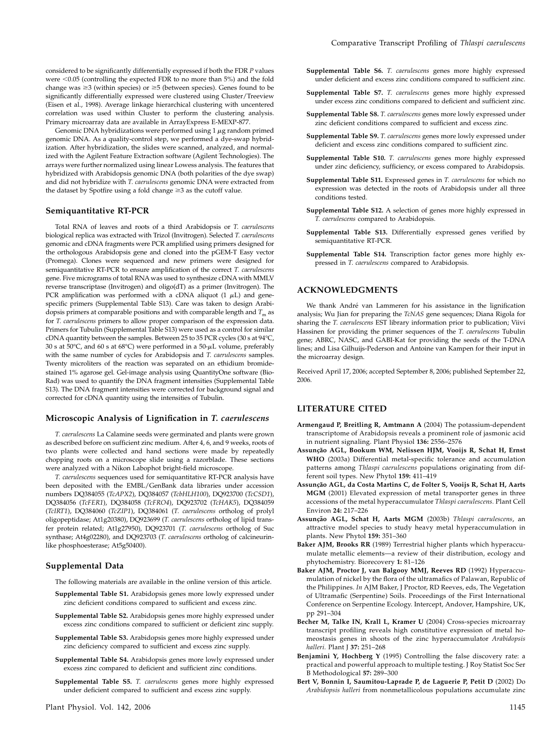considered to be significantly differentially expressed if both the FDR *P* values were <0.05 (controlling the expected FDR to no more than 5%) and the fold change was ≥3 (within species) or ≥5 (between species). Genes found to be significantly differentially expressed were clustered using Cluster/Treeview (Eisen et al., 1998). Average linkage hierarchical clustering with uncentered correlation was used within Cluster to perform the clustering analysis. Primary microarray data are available in ArrayExpress E-MEXP-877.

Genomic DNA hybridizations were performed using 1 $\mu$g random primed genomic DNA. As a quality-control step, we performed a dye-swap hybridization. After hybridization, the slides were scanned, analyzed, and normalized with the Agilent Feature Extraction software (Agilent Technologies). The arrays were further normalized using linear Lowess analysis. The features that hybridized with Arabidopsis genomic DNA (both polarities of the dye swap) and did not hybridize with *T. caerulescens* genomic DNA were extracted from the dataset by Spotfire using a fold change ≥3 as the cutoff value.

### Semiquantitative RT-PCR

Total RNA of leaves and roots of a third Arabidopsis or *T. caerulescens* biological replica was extracted with Trizol (Invitrogen). Selected *T. caerulescens* genomic and cDNA fragments were PCR amplified using primers designed for the orthologous Arabidopsis gene and cloned into the pGEM-T Easy vector (Promega). Clones were sequenced and new primers were designed for semiquantitative RT-PCR to ensure amplification of the correct *T. caerulescens* gene. Five micrograms of total RNA was used to synthesize cDNA with MMLV reverse transcriptase (Invitrogen) and oligo(dT) as a primer (Invitrogen). The PCR amplification was performed with a cDNA aliquot (1 $\mu$L) and gene-specific primers (Supplemental Table S13). Care was taken to design Arabidopsis primers at comparable positions and with comparable length and $T_m$ as for *T. caerulescens* primers to allow proper comparison of the expression data. Primers for Tubulin (Supplemental Table S13) were used as a control for similar cDNA quantity between the samples. Between 25 to 35 PCR cycles (30 s at 94°C, 30 s at 50°C, and 60 s at 68°C) were performed in a 50-$\mu$L volume, preferably with the same number of cycles for Arabidopsis and *T. caerulescens* samples. Twenty microliters of the reaction was separated on an ethidium bromide-stained 1% agarose gel. Gel-image analysis using QuantityOne software (Bio-Rad) was used to quantify the DNA fragment intensities (Supplemental Table S13). The DNA fragment intensities were corrected for background signal and corrected for cDNA quantity using the intensities of Tubulin.

### Microscopic Analysis of Lignification in *T. caerulescens*

*T. caerulescens* La Calamine seeds were germinated and plants were grown as described before on sufficient zinc medium. After 4, 6, and 9 weeks, roots of two plants were collected and hand sections were made by repeatedly chopping roots on a microscope slide using a razorblade. These sections were analyzed with a Nikon Labophot bright-field microscope.

*T. caerulescens* sequences used for semiquantitative RT-PCR analysis have been deposited with the EMBL/GenBank data libraries under accession numbers DQ384055 (*TcAPX2*), DQ384057 (*TcbHLH100*), DQ923700 (*TcCSD1*), DQ384056 (*TcFER1*), DQ384058 (*TcFRO4*), DQ923702 (*TcHAK5*), DQ384059 (*TcIRT1*), DQ384060 (*TcZIP1*), DQ384061 (*T. caerulescens* ortholog of prolyl oligopeptidase; At1g20380), DQ923699 (*T. caerulescens* ortholog of lipid transfer protein related; At1g27950), DQ923701 (*T. caerulescens* ortholog of Suc synthase; At4g02280), and DQ923703 (*T. caerulescens* ortholog of calcineurin-like phosphoesterase; At5g50400).

### Supplemental Data

The following materials are available in the online version of this article.

**Supplemental Table S1.** Arabidopsis genes more lowly expressed under zinc deficient conditions compared to sufficient and excess zinc.

**Supplemental Table S2.** Arabidopsis genes more highly expressed under excess zinc conditions compared to sufficient or deficient zinc supply.

**Supplemental Table S3.** Arabidopsis genes more highly expressed under zinc deficiency compared to sufficient and excess zinc supply.

**Supplemental Table S4.** Arabidopsis genes more lowly expressed under excess zinc compared to deficient and sufficient zinc conditions.

**Supplemental Table S5.** *T. caerulescens* genes more highly expressed under deficient compared to sufficient and excess zinc supply.

**Supplemental Table S6.** *T. caerulescens* genes more highly expressed under deficient and excess zinc conditions compared to sufficient zinc.

**Supplemental Table S7.** *T. caerulescens* genes more highly expressed under excess zinc conditions compared to deficient and sufficient zinc.

**Supplemental Table S8.** *T. caerulescens* genes more lowly expressed under zinc deficient conditions compared to sufficient and excess zinc.

**Supplemental Table S9.** *T. caerulescens* genes more lowly expressed under deficient and excess zinc conditions compared to sufficient zinc.

**Supplemental Table S10.** *T. caerulescens* genes more highly expressed under zinc deficiency, sufficiency, or excess compared to Arabidopsis.

**Supplemental Table S11.** Expressed genes in *T. caerulescens* for which no expression was detected in the roots of Arabidopsis under all three conditions tested.

**Supplemental Table S12.** A selection of genes more highly expressed in *T. caerulescens* compared to Arabidopsis.

**Supplemental Table S13.** Differentially expressed genes verified by semiquantitative RT-PCR.

**Supplemental Table S14.** Transcription factor genes more highly expressed in *T. caerulescens* compared to Arabidopsis.

## ACKNOWLEDGMENTS

We thank André van Lammeren for his assistance in the lignification analysis; Wu Jian for preparing the *TcNAS* gene sequences; Diana Rigola for sharing the *T. caerulescens* EST library information prior to publication; Viivi Hassinen for providing the primer sequences of the *T. caerulescens* Tubulin gene; ABRC, NASC, and GABI-Kat for providing the seeds of the T-DNA lines; and Lisa Gilhuijs-Pederson and Antoine van Kampen for their input in the microarray design.

Received April 17, 2006; accepted September 8, 2006; published September 22, 2006.

## LITERATURE CITED

**Armengaud P, Breitling R, Amtmann A** (2004) The potassium-dependent transcriptome of Arabidopsis reveals a prominent role of jasmonic acid in nutrient signaling. Plant Physiol **136:** 2556–2576

**Assunção AGL, Bookum WM, Nelissen HJM, Vooijs R, Schat H, Ernst WHO** (2003a) Differential metal-specific tolerance and accumulation patterns among *Thlaspi caerulescens* populations originating from different soil types. New Phytol **159:** 411–419

**Assunção AGL, da Costa Martins C, de Folter S, Vooijs R, Schat H, Aarts MGM** (2001) Elevated expression of metal transporter genes in three accessions of the metal hyperaccumulator *Thlaspi caerulescens*. Plant Cell Environ **24:** 217–226

**Assunção AGL, Schat H, Aarts MGM** (2003b) *Thlaspi caerulescens*, an attractive model species to study heavy metal hyperaccumulation in plants. New Phytol **159:** 351–360

**Baker AJM, Brooks RR** (1989) Terrestrial higher plants which hyperaccumulate metallic elements—a review of their distribution, ecology and phytochemistry. Biorecovery **1:** 81–126

**Baker AJM, Proctor J, van Balgooy MMJ, Reeves RD** (1992) Hyperaccumulation of nickel by the flora of the ultramafics of Palawan, Republic of the Philippines. *In* AJM Baker, J Proctor, RD Reeves, eds, The Vegetation of Ultramafic (Serpentine) Soils. Proceedings of the First International Conference on Serpentine Ecology. Intercept, Andover, Hampshire, UK, pp 291–304

**Becher M, Talke IN, Krall L, Kramer U** (2004) Cross-species microarray transcript profiling reveals high constitutive expression of metal homeostasis genes in shoots of the zinc hyperaccumulator *Arabidopsis halleri*. Plant J **37:** 251–268

**Benjamini Y, Hochberg Y** (1995) Controlling the false discovery rate: a practical and powerful approach to multiple testing. J Roy Statist Soc Ser B Methodological **57:** 289–300

**Bert V, Bonnin I, Saumitou-Laprade P, de Laguerie P, Petit D** (2002) Do *Arabidopsis halleri* from nonmetallicolous populations accumulate zinc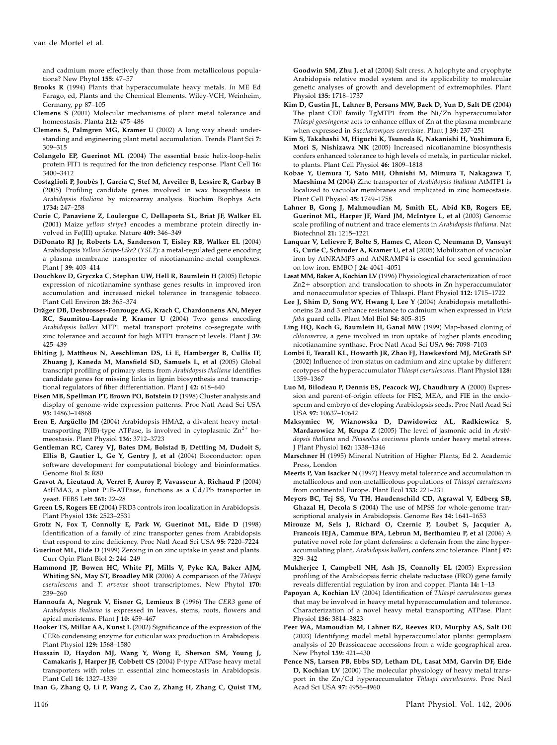and cadmium more effectively than those from metallicolous populations? New Phytol **155:** 47–57

**Brooks R** (1994) Plants that hyperaccumulate heavy metals. *In* ME Ed Farago, ed, Plants and the Chemical Elements. Wiley-VCH, Weinheim, Germany, pp 87–105

**Clemens S** (2001) Molecular mechanisms of plant metal tolerance and homeostasis. Planta **212:** 475–486

**Clemens S, Palmgren MG, Kramer U** (2002) A long way ahead: understanding and engineering plant metal accumulation. Trends Plant Sci **7:** 309–315

**Colangelo EP, Guerinot ML** (2004) The essential basic helix-loop-helix protein FIT1 is required for the iron deficiency response. Plant Cell **16:** 3400–3412

**Costaglioli P, Joubès J, Garcia C, Stef M, Arveiler B, Lessire R, Garbay B** (2005) Profiling candidate genes involved in wax biosynthesis in *Arabidopsis thaliana* by microarray analysis. Biochim Biophys Acta **1734:** 247–258

**Curie C, Panaviene Z, Loulergue C, Dellaporta SL, Briat JF, Walker EL** (2001) Maize *yellow stripe1* encodes a membrane protein directly involved in Fe(III) uptake. Nature **409:** 346–349

**DiDonato RJ Jr, Roberts LA, Sanderson T, Eisley RB, Walker EL** (2004) Arabidopsis *Yellow Stripe-Like2* (*YSL2*): a metal-regulated gene encoding a plasma membrane transporter of nicotianamine-metal complexes. Plant J **39:** 403–414

**Douchkov D, Gryczka C, Stephan UW, Hell R, Baumlein H** (2005) Ectopic expression of nicotianamine synthase genes results in improved iron accumulation and increased nickel tolerance in transgenic tobacco. Plant Cell Environ **28:** 365–374

**Dräger DB, Desbrosses-Fonrouge AG, Krach C, Chardonnens AN, Meyer RC, Saumitou-Laprade P, Kramer U** (2004) Two genes encoding *Arabidopsis halleri* MTP1 metal transport proteins co-segregate with zinc tolerance and account for high MTP1 transcript levels. Plant J **39:** 425–439

**Ehlting J, Mattheus N, Aeschliman DS, Li E, Hamberger B, Cullis IF, Zhuang J, Kaneda M, Mansfield SD, Samuels L, et al** (2005) Global transcript profiling of primary stems from *Arabidopsis thaliana* identifies candidate genes for missing links in lignin biosynthesis and transcriptional regulators of fiber differentiation. Plant J **42:** 618–640

**Eisen MB, Spellman PT, Brown PO, Botstein D** (1998) Cluster analysis and display of genome-wide expression patterns. Proc Natl Acad Sci USA **95:** 14863–14868

**Eren E, Argüello JM** (2004) Arabidopsis HMA2, a divalent heavy metal-transporting P(IB)-type ATPase, is involved in cytoplasmic $Zn^{2+}$ homeostasis. Plant Physiol **136:** 3712–3723

**Gentleman RC, Carey VJ, Bates DM, Bolstad B, Dettling M, Dudoit S, Ellis B, Gautier L, Ge Y, Gentry J, et al** (2004) Bioconductor: open software development for computational biology and bioinformatics. Genome Biol **5:** R80

**Gravot A, Lieutaud A, Verret F, Auroy P, Vavasseur A, Richaud P** (2004) AtHMA3, a plant P1B-ATPase, functions as a Cd/Pb transporter in yeast. FEBS Lett **561:** 22–28

**Green LS, Rogers EE** (2004) FRD3 controls iron localization in Arabidopsis. Plant Physiol **136:** 2523–2531

**Grotz N, Fox T, Connolly E, Park W, Guerinot ML, Eide D** (1998) Identification of a family of zinc transporter genes from Arabidopsis that respond to zinc deficiency. Proc Natl Acad Sci USA **95:** 7220–7224

**Guerinot ML, Eide D** (1999) Zeroing in on zinc uptake in yeast and plants. Curr Opin Plant Biol **2:** 244–249

**Hammond JP, Bowen HC, White PJ, Mills V, Pyke KA, Baker AJM, Whiting SN, May ST, Broadley MR** (2006) A comparison of the *Thlaspi caerulescens* and *T. arvense* shoot transcriptomes. New Phytol **170:** 239–260

**Hannoufa A, Negruk V, Eisner G, Lemieux B** (1996) The *CER3* gene of *Arabidopsis thaliana* is expressed in leaves, stems, roots, flowers and apical meristems. Plant J **10:** 459–467

**Hooker TS, Millar AA, Kunst L** (2002) Significance of the expression of the CER6 condensing enzyme for cuticular wax production in Arabidopsis. Plant Physiol **129:** 1568–1580

**Hussain D, Haydon MJ, Wang Y, Wong E, Sherson SM, Young J, Camakaris J, Harper JF, Cobbett CS** (2004) P-type ATPase heavy metal transporters with roles in essential zinc homeostasis in Arabidopsis. Plant Cell **16:** 1327–1339

**Inan G, Zhang Q, Li P, Wang Z, Cao Z, Zhang H, Zhang C, Quist TM, Goodwin SM, Zhu J, et al** (2004) Salt cress. A halophyte and cryophyte Arabidopsis relative model system and its applicability to molecular genetic analyses of growth and development of extremophiles. Plant Physiol **135:** 1718–1737

**Kim D, Gustin JL, Lahner B, Persans MW, Baek D, Yun D, Salt DE** (2004) The plant CDF family TgMTP1 from the Ni/Zn hyperaccumulator *Thlaspi goesingense* acts to enhance efflux of Zn at the plasma membrane when expressed in *Saccharomyces cerevisiae*. Plant J **39:** 237–251

**Kim S, Takahashi M, Higuchi K, Tsunoda K, Nakanishi H, Yoshimura E, Mori S, Nishizawa NK** (2005) Increased nicotianamine biosynthesis confers enhanced tolerance to high levels of metals, in particular nickel, to plants. Plant Cell Physiol **46:** 1809–1818

**Kobae Y, Uemura T, Sato MH, Ohnishi M, Mimura T, Nakagawa T, Maeshima M** (2004) Zinc transporter of *Arabidopsis thaliana* AtMTP1 is localized to vacuolar membranes and implicated in zinc homeostasis. Plant Cell Physiol **45:** 1749–1758

**Lahner B, Gong J, Mahmoudian M, Smith EL, Abid KB, Rogers EE, Guerinot ML, Harper JF, Ward JM, McIntyre L, et al** (2003) Genomic scale profiling of nutrient and trace elements in *Arabidopsis thaliana*. Nat Biotechnol **21:** 1215–1221

**Lanquar V, Lelievre F, Bolte S, Hames C, Alcon C, Neumann D, Vansuyt G, Curie C, Schroder A, Kramer U, et al** (2005) Mobilization of vacuolar iron by AtNRAMP3 and AtNRAMP4 is essential for seed germination on low iron. EMBO J **24:** 4041–4051

**Lasat MM, Baker A, Kochian LV** (1996) Physiological characterization of root Zn2+ absorption and translocation to shoots in Zn hyperaccumulator and nonaccumulator species of Thlaspi. Plant Physiol **112:** 1715–1722

**Lee J, Shim D, Song WY, Hwang I, Lee Y** (2004) Arabidopsis metallothioneins 2a and 3 enhance resistance to cadmium when expressed in *Vicia faba* guard cells. Plant Mol Biol **54:** 805–815

**Ling HQ, Koch G, Baumlein H, Ganal MW** (1999) Map-based cloning of *chloronerva*, a gene involved in iron uptake of higher plants encoding nicotianamine synthase. Proc Natl Acad Sci USA **96:** 7098–7103

**Lombi E, Tearall KL, Howarth JR, Zhao FJ, Hawkesford MJ, McGrath SP** (2002) Influence of iron status on cadmium and zinc uptake by different ecotypes of the hyperaccumulator *Thlaspi caerulescens*. Plant Physiol **128:** 1359–1367

**Luo M, Bilodeau P, Dennis ES, Peacock WJ, Chaudhury A** (2000) Expression and parent-of-origin effects for FIS2, MEA, and FIE in the endosperm and embryo of developing Arabidopsis seeds. Proc Natl Acad Sci USA **97:** 10637–10642

**Maksymiec W, Wianowska D, Dawidowicz AL, Radkiewicz S, Mardarowicz M, Krupa Z** (2005) The level of jasmonic acid in *Arabidopsis thaliana* and *Phaseolus coccineus* plants under heavy metal stress. J Plant Physiol **162:** 1338–1346

**Marschner H** (1995) Mineral Nutrition of Higher Plants, Ed 2. Academic Press, London

**Meerts P, Van Isacker N** (1997) Heavy metal tolerance and accumulation in metallicolous and non-metallicolous populations of *Thlaspi caerulescens* from continental Europe. Plant Ecol **133:** 221–231

**Meyers BC, Tej SS, Vu TH, Haudenschild CD, Agrawal V, Edberg SB, Ghazal H, Decola S** (2004) The use of MPSS for whole-genome transcriptional analysis in Arabidopsis. Genome Res **14:** 1641–1653

**Mirouze M, Sels J, Richard O, Czernic P, Loubet S, Jacquier A, Francois IEJA, Cammue BPA, Lebrun M, Berthomieu P, et al** (2006) A putative novel role for plant defensins: a defensin from the zinc hyperaccumulating plant, *Arabidopsis halleri*, confers zinc tolerance. Plant J **47:** 329–342

**Mukherjee I, Campbell NH, Ash JS, Connolly EL** (2005) Expression profiling of the Arabidopsis ferric chelate reductase (FRO) gene family reveals differential regulation by iron and copper. Planta **14:** 1–13

**Papoyan A, Kochian LV** (2004) Identification of *Thlaspi caerulescens* genes that may be involved in heavy metal hyperaccumulation and tolerance. Characterization of a novel heavy metal transporting ATPase. Plant Physiol **136:** 3814–3823

**Peer WA, Mamoudian M, Lahner BZ, Reeves RD, Murphy AS, Salt DE** (2003) Identifying model metal hyperaccumulator plants: germplasm analysis of 20 Brassicaceae accessions from a wide geographical area. New Phytol **159:** 421–430

**Pence NS, Larsen PB, Ebbs SD, Letham DL, Lasat MM, Garvin DF, Eide D, Kochian LV** (2000) The molecular physiology of heavy metal transport in the Zn/Cd hyperaccumulator *Thlaspi caerulescens*. Proc Natl Acad Sci USA **97:** 4956–4960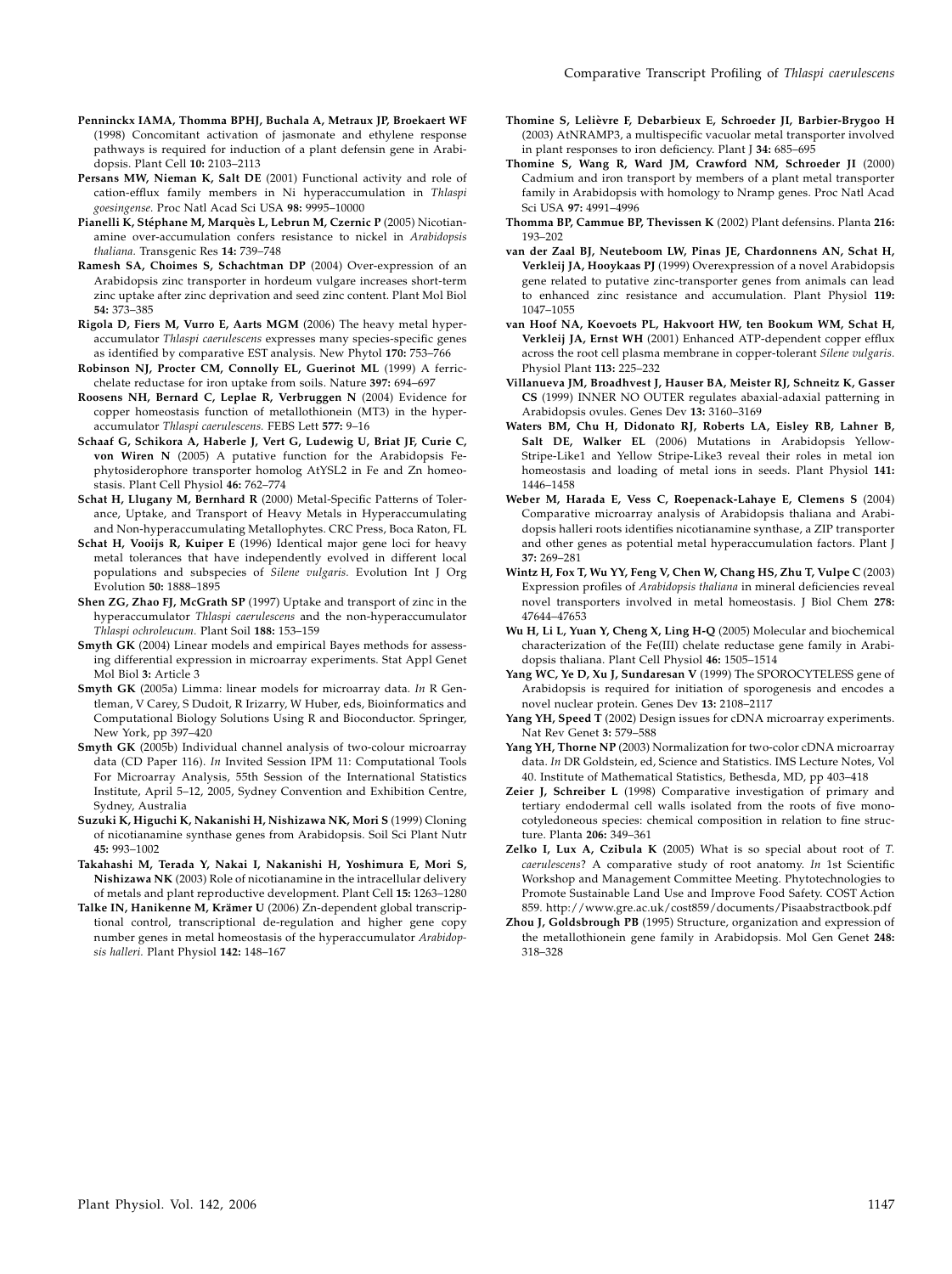**Penninckx IAMA, Thomma BPHJ, Buchala A, Metraux JP, Broekaert WF** (1998) Concomitant activation of jasmonate and ethylene response pathways is required for induction of a plant defensin gene in Arabidopsis. Plant Cell **10:** 2103–2113

**Persans MW, Nieman K, Salt DE** (2001) Functional activity and role of cation-efflux family members in Ni hyperaccumulation in *Thlaspi goesingense*. Proc Natl Acad Sci USA **98:** 9995–10000

**Pianelli K, Stéphane M, Marquès L, Lebrun M, Czernic P** (2005) Nicotianamine over-accumulation confers resistance to nickel in *Arabidopsis thaliana*. Transgenic Res **14:** 739–748

**Ramesh SA, Choimes S, Schachtman DP** (2004) Over-expression of an Arabidopsis zinc transporter in hordeum vulgare increases short-term zinc uptake after zinc deprivation and seed zinc content. Plant Mol Biol **54:** 373–385

**Rigola D, Fiers M, Vurro E, Aarts MGM** (2006) The heavy metal hyperaccumulator *Thlaspi caerulescens* expresses many species-specific genes as identified by comparative EST analysis. New Phytol **170:** 753–766

**Robinson NJ, Procter CM, Connolly EL, Guerinot ML** (1999) A ferric-chelate reductase for iron uptake from soils. Nature **397:** 694–697

**Roosens NH, Bernard C, Leplae R, Verbruggen N** (2004) Evidence for copper homeostasis function of metallothionein (MT3) in the hyperaccumulator *Thlaspi caerulescens*. FEBS Lett **577:** 9–16

**Schaaf G, Schikora A, Haberle J, Vert G, Ludewig U, Briat JF, Curie C, von Wiren N** (2005) A putative function for the Arabidopsis Fe-phytosiderophore transporter homolog AtYSL2 in Fe and Zn homeostasis. Plant Cell Physiol **46:** 762–774

**Schat H, Llugany M, Bernhard R** (2000) Metal-Specific Patterns of Tolerance, Uptake, and Transport of Heavy Metals in Hyperaccumulating and Non-hyperaccumulating Metallophytes. CRC Press, Boca Raton, FL

**Schat H, Vooijs R, Kuiper E** (1996) Identical major gene loci for heavy metal tolerances that have independently evolved in different local populations and subspecies of *Silene vulgaris*. Evolution Int J Org Evolution **50:** 1888–1895

**Shen ZG, Zhao FJ, McGrath SP** (1997) Uptake and transport of zinc in the hyperaccumulator *Thlaspi caerulescens* and the non-hyperaccumulator *Thlaspi ochroleucum*. Plant Soil **188:** 153–159

**Smyth GK** (2004) Linear models and empirical Bayes methods for assessing differential expression in microarray experiments. Stat Appl Genet Mol Biol **3:** Article 3

**Smyth GK** (2005a) Limma: linear models for microarray data. *In* R Gentleman, V Carey, S Dudoit, R Irizarry, W Huber, eds, Bioinformatics and Computational Biology Solutions Using R and Bioconductor. Springer, New York, pp 397–420

**Smyth GK** (2005b) Individual channel analysis of two-colour microarray data (CD Paper 116). *In* Invited Session IPM 11: Computational Tools For Microarray Analysis, 55th Session of the International Statistics Institute, April 5–12, 2005, Sydney Convention and Exhibition Centre, Sydney, Australia

**Suzuki K, Higuchi K, Nakanishi H, Nishizawa NK, Mori S** (1999) Cloning of nicotianamine synthase genes from Arabidopsis. Soil Sci Plant Nutr **45:** 993–1002

**Takahashi M, Terada Y, Nakai I, Nakanishi H, Yoshimura E, Mori S, Nishizawa NK** (2003) Role of nicotianamine in the intracellular delivery of metals and plant reproductive development. Plant Cell **15:** 1263–1280

**Talke IN, Hanikenne M, Krämer U** (2006) Zn-dependent global transcriptional control, transcriptional de-regulation and higher gene copy number genes in metal homeostasis of the hyperaccumulator *Arabidopsis halleri*. Plant Physiol **142:** 148–167

**Thomine S, Lelièvre F, Debarbieux E, Schroeder JI, Barbier-Brygoo H** (2003) AtNRAMP3, a multispecific vacuolar metal transporter involved in plant responses to iron deficiency. Plant J **34:** 685–695

**Thomine S, Wang R, Ward JM, Crawford NM, Schroeder JI** (2000) Cadmium and iron transport by members of a plant metal transporter family in Arabidopsis with homology to Nramp genes. Proc Natl Acad Sci USA **97:** 4991–4996

**Thomma BP, Cammue BP, Thevissen K** (2002) Plant defensins. Planta **216:** 193–202

**van der Zaal BJ, Neuteboom LW, Pinas JE, Chardonnens AN, Schat H, Verkleij JA, Hooykaas PJ** (1999) Overexpression of a novel Arabidopsis gene related to putative zinc-transporter genes from animals can lead to enhanced zinc resistance and accumulation. Plant Physiol **119:** 1047–1055

**van Hoof NA, Koevoets PL, Hakvoort HW, ten Bookum WM, Schat H, Verkleij JA, Ernst WH** (2001) Enhanced ATP-dependent copper efflux across the root cell plasma membrane in copper-tolerant *Silene vulgaris*. Physiol Plant **113:** 225–232

**Villanueva JM, Broadhvest J, Hauser BA, Meister RJ, Schneitz K, Gasser CS** (1999) INNER NO OUTER regulates abaxial-adaxial patterning in Arabidopsis ovules. Genes Dev **13:** 3160–3169

**Waters BM, Chu H, Didonato RJ, Roberts LA, Eisley RB, Lahner B, Salt DE, Walker EL** (2006) Mutations in Arabidopsis Yellow-Stripe-Like1 and Yellow Stripe-Like3 reveal their roles in metal ion homeostasis and loading of metal ions in seeds. Plant Physiol **141:** 1446–1458

**Weber M, Harada E, Vess C, Roepenack-Lahaye E, Clemens S** (2004) Comparative microarray analysis of Arabidopsis thaliana and Arabidopsis halleri roots identifies nicotianamine synthase, a ZIP transporter and other genes as potential metal hyperaccumulation factors. Plant J **37:** 269–281

**Wintz H, Fox T, Wu YY, Feng V, Chen W, Chang HS, Zhu T, Vulpe C** (2003) Expression profiles of *Arabidopsis thaliana* in mineral deficiencies reveal novel transporters involved in metal homeostasis. J Biol Chem **278:** 47644–47653

**Wu H, Li L, Yuan Y, Cheng X, Ling H-Q** (2005) Molecular and biochemical characterization of the Fe(III) chelate reductase gene family in Arabidopsis thaliana. Plant Cell Physiol **46:** 1505–1514

**Yang WC, Ye D, Xu J, Sundaresan V** (1999) The SPOROCYTELESS gene of Arabidopsis is required for initiation of sporogenesis and encodes a novel nuclear protein. Genes Dev **13:** 2108–2117

**Yang YH, Speed T** (2002) Design issues for cDNA microarray experiments. Nat Rev Genet **3:** 579–588

**Yang YH, Thorne NP** (2003) Normalization for two-color cDNA microarray data. *In* DR Goldstein, ed, Science and Statistics. IMS Lecture Notes, Vol 40. Institute of Mathematical Statistics, Bethesda, MD, pp 403–418

**Zeier J, Schreiber L** (1998) Comparative investigation of primary and tertiary endodermal cell walls isolated from the roots of five monocotyledoneous species: chemical composition in relation to fine structure. Planta **206:** 349–361

**Zelko I, Lux A, Czibula K** (2005) What is so special about root of *T. caerulescens*? A comparative study of root anatomy. *In* 1st Scientific Workshop and Management Committee Meeting. Phytotechnologies to Promote Sustainable Land Use and Improve Food Safety. COST Action 859. http://www.gre.ac.uk/cost859/documents/Pisaabstractbook.pdf

**Zhou J, Goldsbrough PB** (1995) Structure, organization and expression of the metallothionein gene family in Arabidopsis. Mol Gen Genet **248:** 318–328